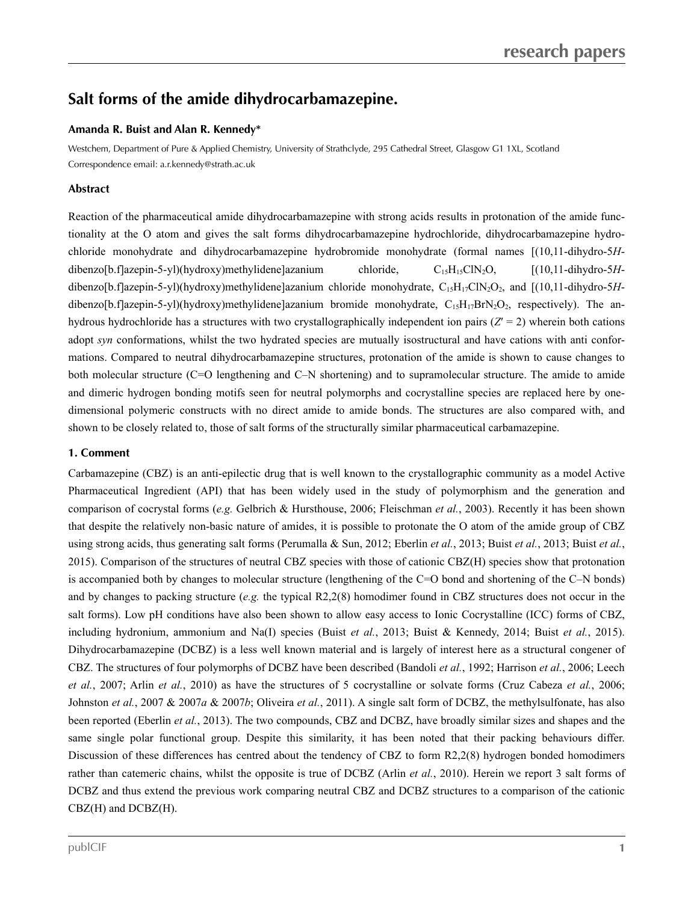# Salt forms of the amide dihydrocarbamazepine.

**Amanda R. Buist and Alan R. Kennedy***

Westchem, Department of Pure & Applied Chemistry, University of Strathclyde, 295 Cathedral Street, Glasgow G1 1XL, Scotland
Correspondence email: a.r.kennedy@strath.ac.uk

### Abstract

Reaction of the pharmaceutical amide dihydrocarbamazepine with strong acids results in protonation of the amide functionality at the O atom and gives the salt forms dihydrocarbamazepine hydrochloride, dihydrocarbamazepine hydrochloride monohydrate and dihydrocarbamazepine hydrobromide monohydrate (formal names [(10,11-dihydro-5*H*-dibenzo[b.f]azepin-5-yl)(hydroxy)methylidene]azanium chloride, $C_{15}H_{15}ClN_2O$, [(10,11-dihydro-5*H*-dibenzo[b.f]azepin-5-yl)(hydroxy)methylidene]azanium chloride monohydrate, $C_{15}H_{17}ClN_2O_2$, and [(10,11-dihydro-5*H*-dibenzo[b.f]azepin-5-yl)(hydroxy)methylidene]azanium bromide monohydrate, $C_{15}H_{17}BrN_2O_2$, respectively). The anhydrous hydrochloride has a structures with two crystallographically independent ion pairs ($Z' = 2$) wherein both cations adopt *syn* conformations, whilst the two hydrated species are mutually isostructural and have cations with anti conformations. Compared to neutral dihydrocarbamazepine structures, protonation of the amide is shown to cause changes to both molecular structure (C=O lengthening and C–N shortening) and to supramolecular structure. The amide to amide and dimeric hydrogen bonding motifs seen for neutral polymorphs and cocrystalline species are replaced here by one-dimensional polymeric constructs with no direct amide to amide bonds. The structures are also compared with, and shown to be closely related to, those of salt forms of the structurally similar pharmaceutical carbamazepine.

### 1. Comment

Carbamazepine (CBZ) is an anti-epilectic drug that is well known to the crystallographic community as a model Active Pharmaceutical Ingredient (API) that has been widely used in the study of polymorphism and the generation and comparison of cocrystal forms (*e.g.* Gelbrich & Hursthouse, 2006; Fleischman *et al.*, 2003). Recently it has been shown that despite the relatively non-basic nature of amides, it is possible to protonate the O atom of the amide group of CBZ using strong acids, thus generating salt forms (Perumalla & Sun, 2012; Eberlin *et al.*, 2013; Buist *et al.*, 2013; Buist *et al.*, 2015). Comparison of the structures of neutral CBZ species with those of cationic CBZ(H) species show that protonation is accompanied both by changes to molecular structure (lengthening of the C=O bond and shortening of the C–N bonds) and by changes to packing structure (*e.g.* the typical R2,2(8) homodimer found in CBZ structures does not occur in the salt forms). Low pH conditions have also been shown to allow easy access to Ionic Cocrystalline (ICC) forms of CBZ, including hydronium, ammonium and Na(I) species (Buist *et al.*, 2013; Buist & Kennedy, 2014; Buist *et al.*, 2015). Dihydrocarbamazepine (DCBZ) is a less well known material and is largely of interest here as a structural congener of CBZ. The structures of four polymorphs of DCBZ have been described (Bandoli *et al.*, 1992; Harrison *et al.*, 2006; Leech *et al.*, 2007; Arlin *et al.*, 2010) as have the structures of 5 cocrystalline or solvate forms (Cruz Cabeza *et al.*, 2006; Johnston *et al.*, 2007 & 2007*a* & 2007*b*; Oliveira *et al.*, 2011). A single salt form of DCBZ, the methylsulfonate, has also been reported (Eberlin *et al.*, 2013). The two compounds, CBZ and DCBZ, have broadly similar sizes and shapes and the same single polar functional group. Despite this similarity, it has been noted that their packing behaviours differ. Discussion of these differences has centred about the tendency of CBZ to form R2,2(8) hydrogen bonded homodimers rather than catemeric chains, whilst the opposite is true of DCBZ (Arlin *et al.*, 2010). Herein we report 3 salt forms of DCBZ and thus extend the previous work comparing neutral CBZ and DCBZ structures to a comparison of the cationic CBZ(H) and DCBZ(H).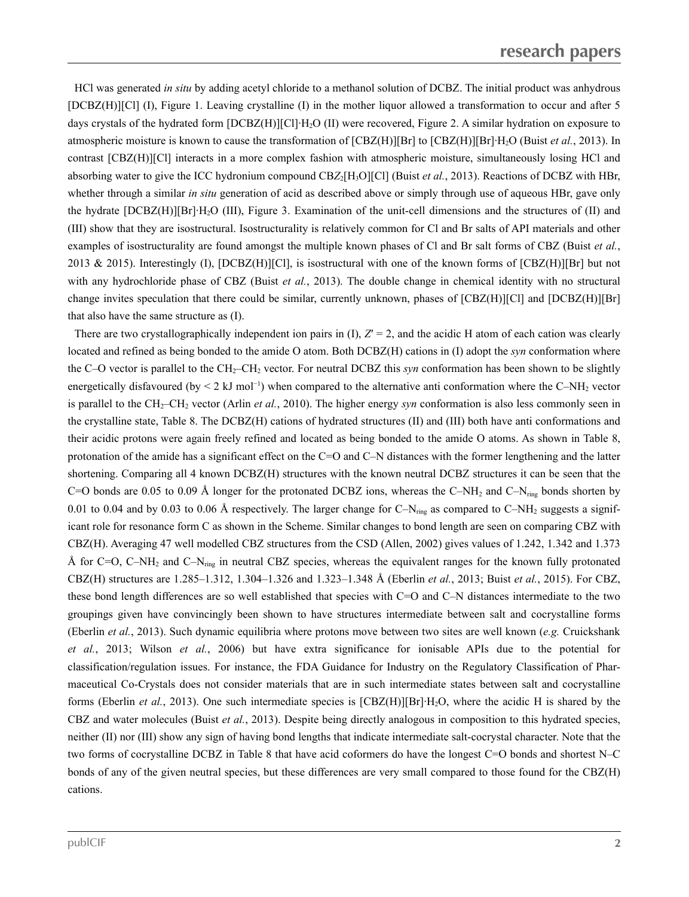HCl was generated *in situ* by adding acetyl chloride to a methanol solution of DCBZ. The initial product was anhydrous [DCBZ(H)][Cl] (I), Figure 1. Leaving crystalline (I) in the mother liquor allowed a transformation to occur and after 5 days crystals of the hydrated form [DCBZ(H)][Cl]·$H_2O$ (II) were recovered, Figure 2. A similar hydration on exposure to atmospheric moisture is known to cause the transformation of [CBZ(H)][Br] to [CBZ(H)][Br]·$H_2O$ (Buist *et al.*, 2013). In contrast [CBZ(H)][Cl] interacts in a more complex fashion with atmospheric moisture, simultaneously losing HCl and absorbing water to give the ICC hydronium compound $CBZ_2[H_3O][Cl]$ (Buist *et al.*, 2013). Reactions of DCBZ with HBr, whether through a similar *in situ* generation of acid as described above or simply through use of aqueous HBr, gave only the hydrate [DCBZ(H)][Br]·$H_2O$ (III), Figure 3. Examination of the unit-cell dimensions and the structures of (II) and (III) show that they are isostructural. Isostructurality is relatively common for Cl and Br salts of API materials and other examples of isostructurality are found amongst the multiple known phases of Cl and Br salt forms of CBZ (Buist *et al.*, 2013 & 2015). Interestingly (I), [DCBZ(H)][Cl], is isostructural with one of the known forms of [CBZ(H)][Br] but not with any hydrochloride phase of CBZ (Buist *et al.*, 2013). The double change in chemical identity with no structural change invites speculation that there could be similar, currently unknown, phases of [CBZ(H)][Cl] and [DCBZ(H)][Br] that also have the same structure as (I).

There are two crystallographically independent ion pairs in (I), $Z' = 2$, and the acidic H atom of each cation was clearly located and refined as being bonded to the amide O atom. Both DCBZ(H) cations in (I) adopt the *syn* conformation where the C–O vector is parallel to the $CH_2$–$CH_2$ vector. For neutral DCBZ this *syn* conformation has been shown to be slightly energetically disfavoured (by < 2 kJ $mol^{-1}$) when compared to the alternative anti conformation where the C–$NH_2$ vector is parallel to the $CH_2$–$CH_2$ vector (Arlin *et al.*, 2010). The higher energy *syn* conformation is also less commonly seen in the crystalline state, Table 8. The DCBZ(H) cations of hydrated structures (II) and (III) both have anti conformations and their acidic protons were again freely refined and located as being bonded to the amide O atoms. As shown in Table 8, protonation of the amide has a significant effect on the C=O and C–N distances with the former lengthening and the latter shortening. Comparing all 4 known DCBZ(H) structures with the known neutral DCBZ structures it can be seen that the C=O bonds are 0.05 to 0.09 Å longer for the protonated DCBZ ions, whereas the C–$NH_2$ and C–$N_{ring}$ bonds shorten by 0.01 to 0.04 and by 0.03 to 0.06 Å respectively. The larger change for C–$N_{ring}$ as compared to C–$NH_2$ suggests a significant role for resonance form C as shown in the Scheme. Similar changes to bond length are seen on comparing CBZ with CBZ(H). Averaging 47 well modelled CBZ structures from the CSD (Allen, 2002) gives values of 1.242, 1.342 and 1.373 Å for C=O, C–$NH_2$ and C–$N_{ring}$ in neutral CBZ species, whereas the equivalent ranges for the known fully protonated CBZ(H) structures are 1.285–1.312, 1.304–1.326 and 1.323–1.348 Å (Eberlin *et al.*, 2013; Buist *et al.*, 2015). For CBZ, these bond length differences are so well established that species with C=O and C–N distances intermediate to the two groupings given have convincingly been shown to have structures intermediate between salt and cocrystalline forms (Eberlin *et al.*, 2013). Such dynamic equilibria where protons move between two sites are well known (*e.g.* Cruickshank *et al.*, 2013; Wilson *et al.*, 2006) but have extra significance for ionisable APIs due to the potential for classification/regulation issues. For instance, the FDA Guidance for Industry on the Regulatory Classification of Pharmaceutical Co-Crystals does not consider materials that are in such intermediate states between salt and cocrystalline forms (Eberlin *et al.*, 2013). One such intermediate species is [CBZ(H)][Br]·$H_2O$, where the acidic H is shared by the CBZ and water molecules (Buist *et al.*, 2013). Despite being directly analogous in composition to this hydrated species, neither (II) nor (III) show any sign of having bond lengths that indicate intermediate salt-cocrystal character. Note that the two forms of cocrystalline DCBZ in Table 8 that have acid coformers do have the longest C=O bonds and shortest N–C bonds of any of the given neutral species, but these differences are very small compared to those found for the CBZ(H) cations.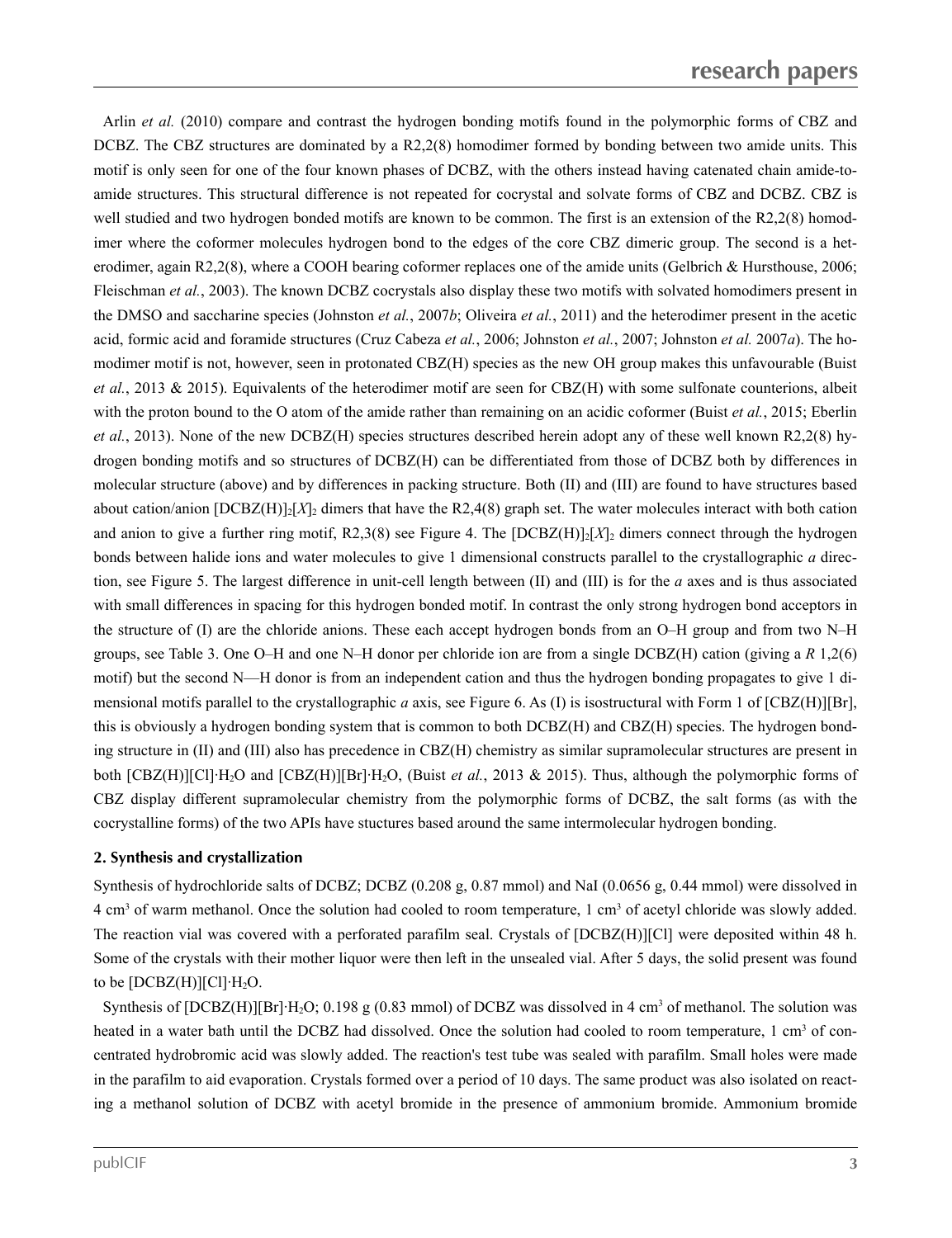Arlin *et al.* (2010) compare and contrast the hydrogen bonding motifs found in the polymorphic forms of CBZ and DCBZ. The CBZ structures are dominated by a R2,2(8) homodimer formed by bonding between two amide units. This motif is only seen for one of the four known phases of DCBZ, with the others instead having catenated chain amide-to-amide structures. This structural difference is not repeated for cocrystal and solvate forms of CBZ and DCBZ. CBZ is well studied and two hydrogen bonded motifs are known to be common. The first is an extension of the R2,2(8) homodimer where the coformer molecules hydrogen bond to the edges of the core CBZ dimeric group. The second is a heterodimer, again R2,2(8), where a COOH bearing coformer replaces one of the amide units (Gelbrich & Hursthouse, 2006; Fleischman *et al.*, 2003). The known DCBZ cocrystals also display these two motifs with solvated homodimers present in the DMSO and saccharine species (Johnston *et al.*, 2007*b*; Oliveira *et al.*, 2011) and the heterodimer present in the acetic acid, formic acid and foramide structures (Cruz Cabeza *et al.*, 2006; Johnston *et al.*, 2007; Johnston *et al.* 2007*a*). The homodimer motif is not, however, seen in protonated CBZ(H) species as the new OH group makes this unfavourable (Buist *et al.*, 2013 & 2015). Equivalents of the heterodimer motif are seen for CBZ(H) with some sulfonate counterions, albeit with the proton bound to the O atom of the amide rather than remaining on an acidic coformer (Buist *et al.*, 2015; Eberlin *et al.*, 2013). None of the new DCBZ(H) species structures described herein adopt any of these well known R2,2(8) hydrogen bonding motifs and so structures of DCBZ(H) can be differentiated from those of DCBZ both by differences in molecular structure (above) and by differences in packing structure. Both (II) and (III) are found to have structures based about cation/anion $[DCBZ(H)]_2[X]_2$ dimers that have the R2,4(8) graph set. The water molecules interact with both cation and anion to give a further ring motif, R2,3(8) see Figure 4. The $[DCBZ(H)]_2[X]_2$ dimers connect through the hydrogen bonds between halide ions and water molecules to give 1 dimensional constructs parallel to the crystallographic *a* direction, see Figure 5. The largest difference in unit-cell length between (II) and (III) is for the *a* axes and is thus associated with small differences in spacing for this hydrogen bonded motif. In contrast the only strong hydrogen bond acceptors in the structure of (I) are the chloride anions. These each accept hydrogen bonds from an O–H group and from two N–H groups, see Table 3. One O–H and one N–H donor per chloride ion are from a single DCBZ(H) cation (giving a *R* 1,2(6) motif) but the second N—H donor is from an independent cation and thus the hydrogen bonding propagates to give 1 dimensional motifs parallel to the crystallographic *a* axis, see Figure 6. As (I) is isostructural with Form 1 of [CBZ(H)][Br], this is obviously a hydrogen bonding system that is common to both DCBZ(H) and CBZ(H) species. The hydrogen bonding structure in (II) and (III) also has precedence in CBZ(H) chemistry as similar supramolecular structures are present in both $[CBZ(H)][Cl]\cdot H_2O$ and $[CBZ(H)][Br]\cdot H_2O$, (Buist *et al.*, 2013 & 2015). Thus, although the polymorphic forms of CBZ display different supramolecular chemistry from the polymorphic forms of DCBZ, the salt forms (as with the cocrystalline forms) of the two APIs have stuctures based around the same intermolecular hydrogen bonding.

## 2. Synthesis and crystallization

Synthesis of hydrochloride salts of DCBZ; DCBZ (0.208 g, 0.87 mmol) and NaI (0.0656 g, 0.44 mmol) were dissolved in 4 $cm^3$ of warm methanol. Once the solution had cooled to room temperature, 1 $cm^3$ of acetyl chloride was slowly added. The reaction vial was covered with a perforated parafilm seal. Crystals of [DCBZ(H)][Cl] were deposited within 48 h. Some of the crystals with their mother liquor were then left in the unsealed vial. After 5 days, the solid present was found to be $[DCBZ(H)][Cl]\cdot H_2O$.

Synthesis of $[DCBZ(H)][Br]\cdot H_2O$; 0.198 g (0.83 mmol) of DCBZ was dissolved in 4 $cm^3$ of methanol. The solution was heated in a water bath until the DCBZ had dissolved. Once the solution had cooled to room temperature, 1 $cm^3$ of concentrated hydrobromic acid was slowly added. The reaction's test tube was sealed with parafilm. Small holes were made in the parafilm to aid evaporation. Crystals formed over a period of 10 days. The same product was also isolated on reacting a methanol solution of DCBZ with acetyl bromide in the presence of ammonium bromide. Ammonium bromide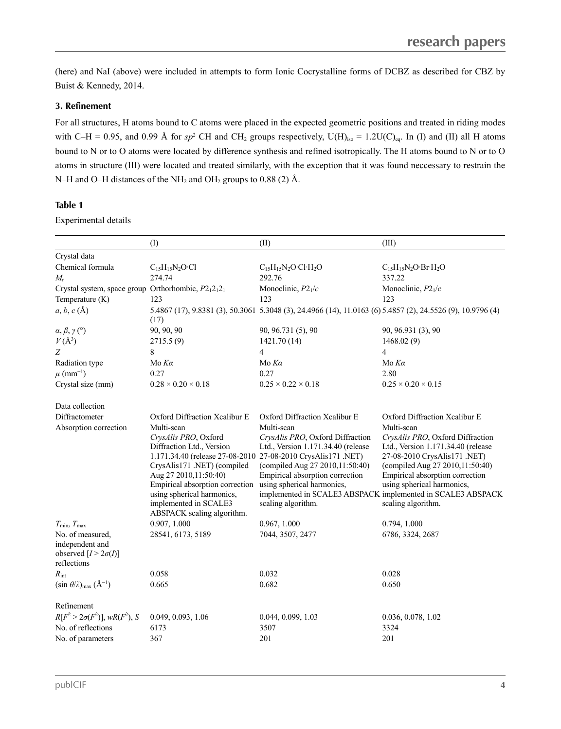(here) and NaI (above) were included in attempts to form Ionic Cocrystalline forms of DCBZ as described for CBZ by Buist & Kennedy, 2014.

### 3. Refinement

For all structures, H atoms bound to C atoms were placed in the expected geometric positions and treated in riding modes with C–H = 0.95, and 0.99 Å for $sp^2$ CH and $CH_2$ groups respectively, $U(H)_{iso} = 1.2U(C)_{eq}$. In (I) and (II) all H atoms bound to N or to O atoms were located by difference synthesis and refined isotropically. The H atoms bound to N or to O atoms in structure (III) were located and treated similarly, with the exception that it was found neccessary to restrain the N–H and O–H distances of the $NH_2$ and $OH_2$ groups to 0.88 (2) Å.

#### Table 1

Experimental details

| | (I) | (II) | (III) |
|---|---|---|---|
| Crystal data | | | |
| Chemical formula | $C_{15}H_{15}N_2O{\cdot}Cl$ | $C_{15}H_{15}N_2O{\cdot}Cl{\cdot}H_2O$ | $C_{15}H_{15}N_2O{\cdot}Br{\cdot}H_2O$ |
| $M_r$ | 274.74 | 292.76 | 337.22 |
| Crystal system, space group | Orthorhombic, $P2_12_12_1$ | Monoclinic, $P2_1/c$ | Monoclinic, $P2_1/c$ |
| Temperature (K) | 123 | 123 | 123 |
| $a$, $b$, $c$ (Å) | 5.4867 (17), 9.8381 (3), 50.3061 (17) | 5.3048 (3), 24.4966 (14), 11.0163 (6) | 5.4857 (2), 24.5526 (9), 10.9796 (4) |
| $\alpha$, $\beta$, $\gamma$ (°) | 90, 90, 90 | 90, 96.731 (5), 90 | 90, 96.931 (3), 90 |
| $V$ (Å$^3$) | 2715.5 (9) | 1421.70 (14) | 1468.02 (9) |
| $Z$ | 8 | 4 | 4 |
| Radiation type | Mo $K\alpha$ | Mo $K\alpha$ | Mo $K\alpha$ |
| $\mu$ (mm$^{-1}$) | 0.27 | 0.27 | 2.80 |
| Crystal size (mm) | 0.28 × 0.20 × 0.18 | 0.25 × 0.22 × 0.18 | 0.25 × 0.20 × 0.15 |
| Data collection | | | |
| Diffractometer | Oxford Diffraction Xcalibur E | Oxford Diffraction Xcalibur E | Oxford Diffraction Xcalibur E |
| Absorption correction | Multi-scan *CrysAlis PRO*, Oxford Diffraction Ltd., Version 1.171.34.40 (release 27-08-2010 CrysAlis171 .NET) (compiled Aug 27 2010,11:50:40) Empirical absorption correction using spherical harmonics, implemented in SCALE3 ABSPACK scaling algorithm. | Multi-scan *CrysAlis PRO*, Oxford Diffraction Ltd., Version 1.171.34.40 (release 27-08-2010 CrysAlis171 .NET) (compiled Aug 27 2010,11:50:40) Empirical absorption correction using spherical harmonics, implemented in SCALE3 ABSPACK scaling algorithm. | Multi-scan *CrysAlis PRO*, Oxford Diffraction Ltd., Version 1.171.34.40 (release 27-08-2010 CrysAlis171 .NET) (compiled Aug 27 2010,11:50:40) Empirical absorption correction using spherical harmonics, implemented in SCALE3 ABSPACK scaling algorithm. |
| $T_{min}$, $T_{max}$ | 0.907, 1.000 | 0.967, 1.000 | 0.794, 1.000 |
| No. of measured, independent and observed [$I > 2\sigma(I)$] reflections | 28541, 6173, 5189 | 7044, 3507, 2477 | 6786, 3324, 2687 |
| $R_{int}$ | 0.058 | 0.032 | 0.028 |
| $(\sin \theta/\lambda)_{max}$ (Å$^{-1}$) | 0.665 | 0.682 | 0.650 |
| Refinement | | | |
| $R[F^2 > 2\sigma(F^2)]$, $wR(F^2)$, $S$ | 0.049, 0.093, 1.06 | 0.044, 0.099, 1.03 | 0.036, 0.078, 1.02 |
| No. of reflections | 6173 | 3507 | 3324 |
| No. of parameters | 367 | 201 | 201 |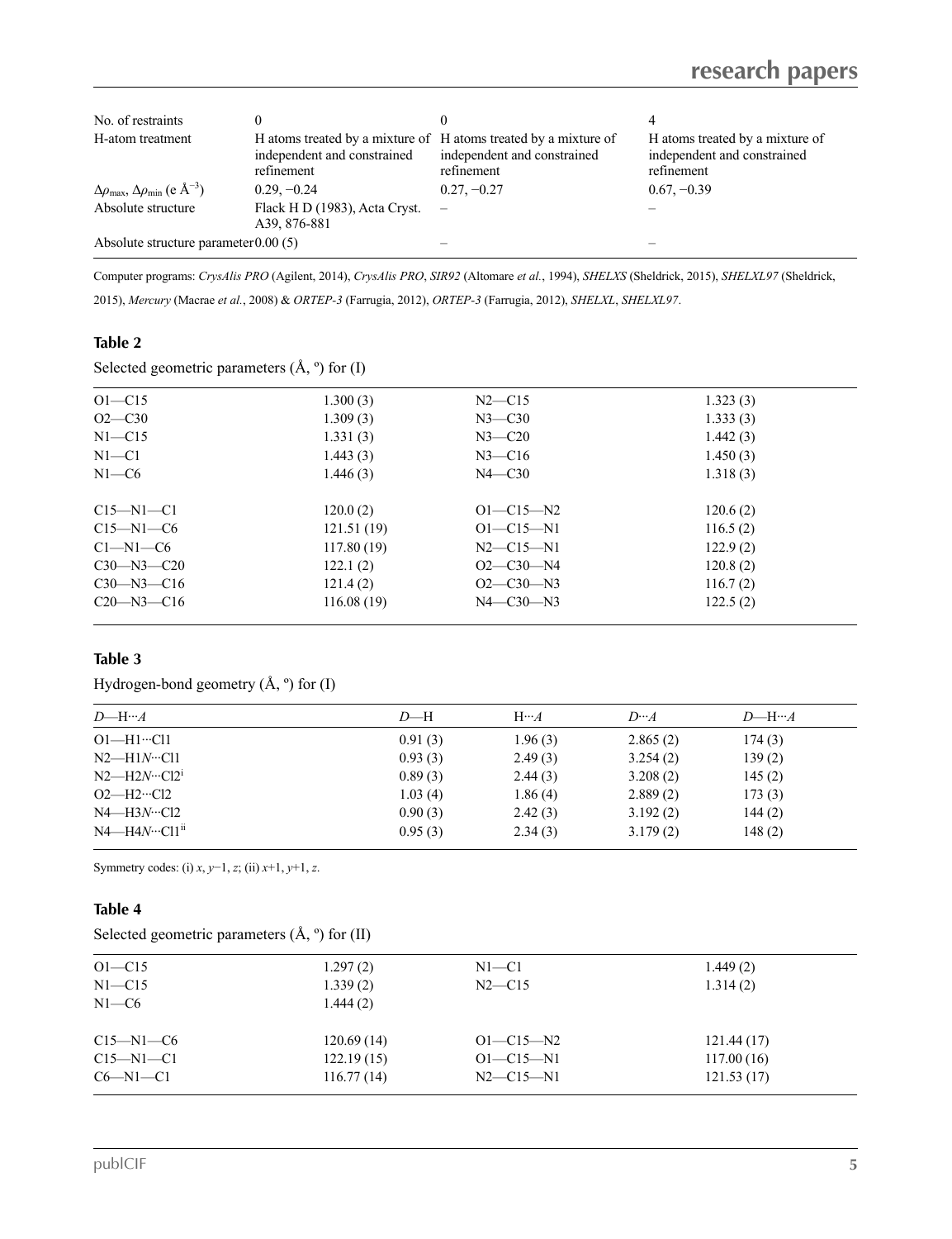| | | | |
|---|---|---|---|
| No. of restraints | 0 | 0 | 4 |
| H-atom treatment | H atoms treated by a mixture of independent and constrained refinement | H atoms treated by a mixture of independent and constrained refinement | H atoms treated by a mixture of independent and constrained refinement |
| $\Delta\rho_{max}$, $\Delta\rho_{min}$ (e Å$^{-3}$) | 0.29, −0.24 | 0.27, −0.27 | 0.67, −0.39 |
| Absolute structure | Flack H D (1983), Acta Cryst. A39, 876-881 | – | – |
| Absolute structure parameter | 0.00 (5) | – | – |

Computer programs: *CrysAlis PRO* (Agilent, 2014), *CrysAlis PRO*, *SIR92* (Altomare *et al.*, 1994), *SHELXS* (Sheldrick, 2015), *SHELXL97* (Sheldrick, 2015), *Mercury* (Macrae *et al.*, 2008) & *ORTEP-3* (Farrugia, 2012), *ORTEP-3* (Farrugia, 2012), *SHELXL*, *SHELXL97*.

### Table 2

Selected geometric parameters (Å, º) for (I)

| | | | |
|---|---|---|---|
| O1—C15 | 1.300 (3) | N2—C15 | 1.323 (3) |
| O2—C30 | 1.309 (3) | N3—C30 | 1.333 (3) |
| N1—C15 | 1.331 (3) | N3—C20 | 1.442 (3) |
| N1—C1 | 1.443 (3) | N3—C16 | 1.450 (3) |
| N1—C6 | 1.446 (3) | N4—C30 | 1.318 (3) |
| | | | |
| C15—N1—C1 | 120.0 (2) | O1—C15—N2 | 120.6 (2) |
| C15—N1—C6 | 121.51 (19) | O1—C15—N1 | 116.5 (2) |
| C1—N1—C6 | 117.80 (19) | N2—C15—N1 | 122.9 (2) |
| C30—N3—C20 | 122.1 (2) | O2—C30—N4 | 120.8 (2) |
| C30—N3—C16 | 121.4 (2) | O2—C30—N3 | 116.7 (2) |
| C20—N3—C16 | 116.08 (19) | N4—C30—N3 | 122.5 (2) |

### Table 3

Hydrogen-bond geometry (Å, º) for (I)

| *D*—H···*A* | *D*—H | H···*A* | *D*···*A* | *D*—H···*A* |
|---|---|---|---|---|
| O1—H1···Cl1 | 0.91 (3) | 1.96 (3) | 2.865 (2) | 174 (3) |
| N2—H1*N*···Cl1 | 0.93 (3) | 2.49 (3) | 3.254 (2) | 139 (2) |
| N2—H2*N*···Cl2$^{i}$ | 0.89 (3) | 2.44 (3) | 3.208 (2) | 145 (2) |
| O2—H2···Cl2 | 1.03 (4) | 1.86 (4) | 2.889 (2) | 173 (3) |
| N4—H3*N*···Cl2 | 0.90 (3) | 2.42 (3) | 3.192 (2) | 144 (2) |
| N4—H4*N*···Cl1$^{ii}$ | 0.95 (3) | 2.34 (3) | 3.179 (2) | 148 (2) |

Symmetry codes: (i) *x*, *y*−1, *z*; (ii) *x*+1, *y*+1, *z*.

### Table 4

Selected geometric parameters (Å, º) for (II)

| | | | |
|---|---|---|---|
| O1—C15 | 1.297 (2) | N1—C1 | 1.449 (2) |
| N1—C15 | 1.339 (2) | N2—C15 | 1.314 (2) |
| N1—C6 | 1.444 (2) | | |
| | | | |
| C15—N1—C6 | 120.69 (14) | O1—C15—N2 | 121.44 (17) |
| C15—N1—C1 | 122.19 (15) | O1—C15—N1 | 117.00 (16) |
| C6—N1—C1 | 116.77 (14) | N2—C15—N1 | 121.53 (17) |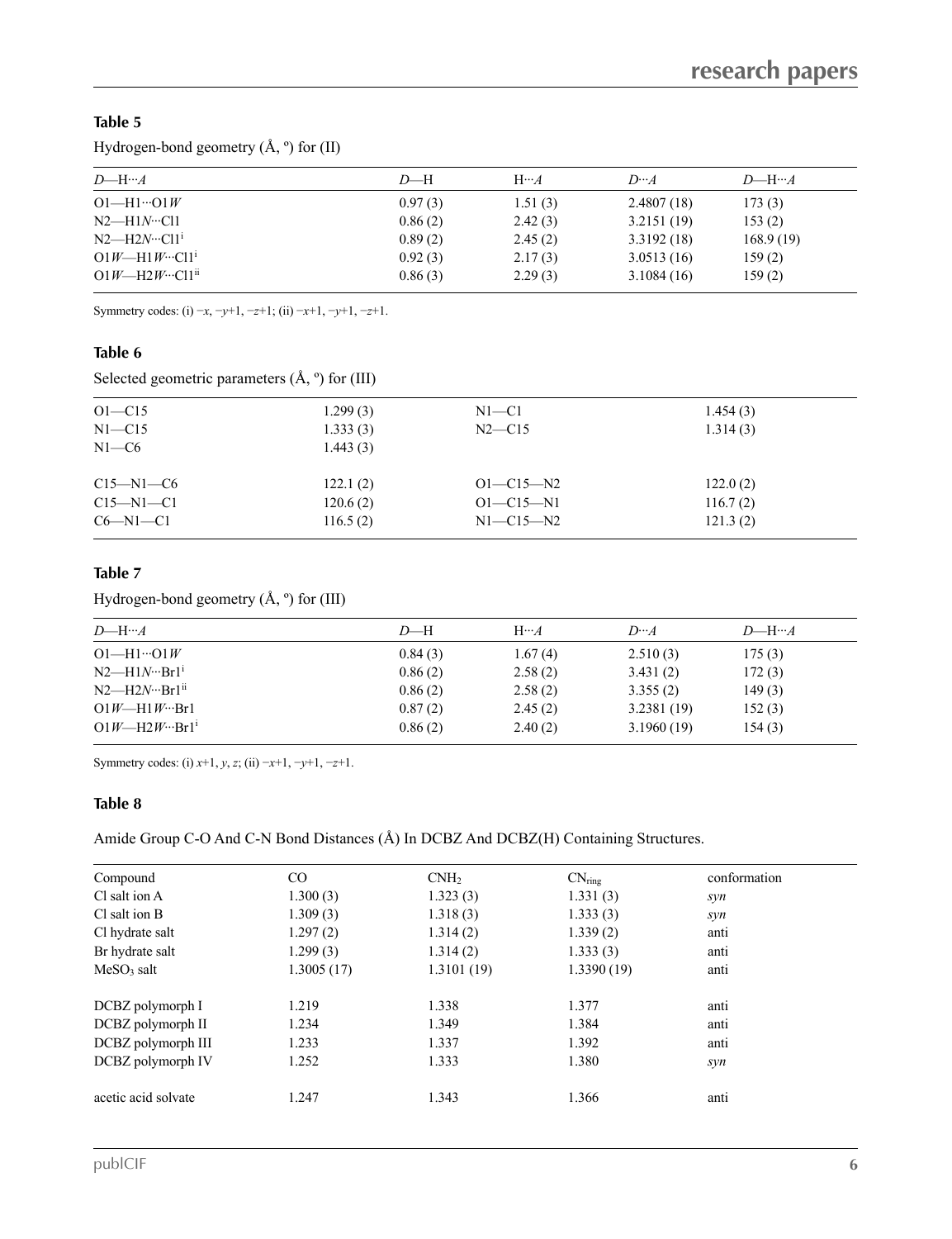**Table 5**

Hydrogen-bond geometry (Å, º) for (II)

| $D$—H···$A$ | $D$—H | H···$A$ | $D$···$A$ | $D$—H···$A$ |
|---|---|---|---|---|
| O1—H1···O1$W$ | 0.97 (3) | 1.51 (3) | 2.4807 (18) | 173 (3) |
| N2—H1$N$···Cl1 | 0.86 (2) | 2.42 (3) | 3.2151 (19) | 153 (2) |
| N2—H2$N$···Cl1$^{i}$ | 0.89 (2) | 2.45 (2) | 3.3192 (18) | 168.9 (19) |
| O1$W$—H1$W$···Cl1$^{i}$ | 0.92 (3) | 2.17 (3) | 3.0513 (16) | 159 (2) |
| O1$W$—H2$W$···Cl1$^{ii}$ | 0.86 (3) | 2.29 (3) | 3.1084 (16) | 159 (2) |

Symmetry codes: (i) −$x$, −$y$+1, −$z$+1; (ii) −$x$+1, −$y$+1, −$z$+1.

**Table 6**

Selected geometric parameters (Å, º) for (III)

| | | | |
|---|---|---|---|
| O1—C15 | 1.299 (3) | N1—C1 | 1.454 (3) |
| N1—C15 | 1.333 (3) | N2—C15 | 1.314 (3) |
| N1—C6 | 1.443 (3) | | |
| | | | |
| C15—N1—C6 | 122.1 (2) | O1—C15—N2 | 122.0 (2) |
| C15—N1—C1 | 120.6 (2) | O1—C15—N1 | 116.7 (2) |
| C6—N1—C1 | 116.5 (2) | N1—C15—N2 | 121.3 (2) |

**Table 7**

Hydrogen-bond geometry (Å, º) for (III)

| $D$—H···$A$ | $D$—H | H···$A$ | $D$···$A$ | $D$—H···$A$ |
|---|---|---|---|---|
| O1—H1···O1$W$ | 0.84 (3) | 1.67 (4) | 2.510 (3) | 175 (3) |
| N2—H1$N$···Br1$^{i}$ | 0.86 (2) | 2.58 (2) | 3.431 (2) | 172 (3) |
| N2—H2$N$···Br1$^{ii}$ | 0.86 (2) | 2.58 (2) | 3.355 (2) | 149 (3) |
| O1$W$—H1$W$···Br1 | 0.87 (2) | 2.45 (2) | 3.2381 (19) | 152 (3) |
| O1$W$—H2$W$···Br1$^{i}$ | 0.86 (2) | 2.40 (2) | 3.1960 (19) | 154 (3) |

Symmetry codes: (i) $x$+1, $y$, $z$; (ii) −$x$+1, −$y$+1, −$z$+1.

**Table 8**

Amide Group C-O And C-N Bond Distances (Å) In DCBZ And DCBZ(H) Containing Structures.

| Compound | CO | $CNH_2$ | $CN_{ring}$ | conformation |
|---|---|---|---|---|
| Cl salt ion A | 1.300 (3) | 1.323 (3) | 1.331 (3) | *syn* |
| Cl salt ion B | 1.309 (3) | 1.318 (3) | 1.333 (3) | *syn* |
| Cl hydrate salt | 1.297 (2) | 1.314 (2) | 1.339 (2) | anti |
| Br hydrate salt | 1.299 (3) | 1.314 (2) | 1.333 (3) | anti |
| $MeSO_3$ salt | 1.3005 (17) | 1.3101 (19) | 1.3390 (19) | anti |
| | | | | |
| DCBZ polymorph I | 1.219 | 1.338 | 1.377 | anti |
| DCBZ polymorph II | 1.234 | 1.349 | 1.384 | anti |
| DCBZ polymorph III | 1.233 | 1.337 | 1.392 | anti |
| DCBZ polymorph IV | 1.252 | 1.333 | 1.380 | *syn* |
| | | | | |
| acetic acid solvate | 1.247 | 1.343 | 1.366 | anti |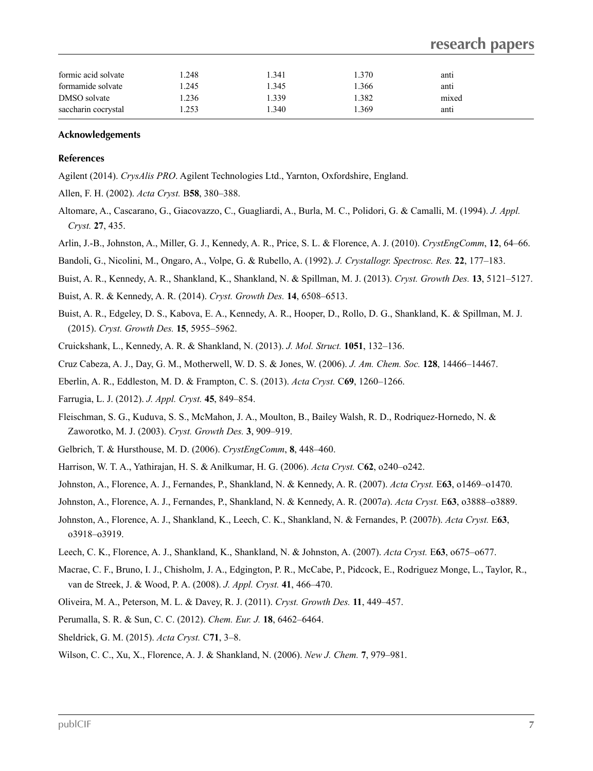| | | | | |
|---|---|---|---|---|
| formic acid solvate | 1.248 | 1.341 | 1.370 | anti |
| formamide solvate | 1.245 | 1.345 | 1.366 | anti |
| DMSO solvate | 1.236 | 1.339 | 1.382 | mixed |
| saccharin cocrystal | 1.253 | 1.340 | 1.369 | anti |

### Acknowledgements

### References

Agilent (2014). *CrysAlis PRO*. Agilent Technologies Ltd., Yarnton, Oxfordshire, England.

Allen, F. H. (2002). *Acta Cryst.* B**58**, 380–388.

Altomare, A., Cascarano, G., Giacovazzo, C., Guagliardi, A., Burla, M. C., Polidori, G. & Camalli, M. (1994). *J. Appl. Cryst.* **27**, 435.

Arlin, J.-B., Johnston, A., Miller, G. J., Kennedy, A. R., Price, S. L. & Florence, A. J. (2010). *CrystEngComm*, **12**, 64–66.

Bandoli, G., Nicolini, M., Ongaro, A., Volpe, G. & Rubello, A. (1992). *J. Crystallogr. Spectrosc. Res.* **22**, 177–183.

Buist, A. R., Kennedy, A. R., Shankland, K., Shankland, N. & Spillman, M. J. (2013). *Cryst. Growth Des.* **13**, 5121–5127.

Buist, A. R. & Kennedy, A. R. (2014). *Cryst. Growth Des.* **14**, 6508–6513.

Buist, A. R., Edgeley, D. S., Kabova, E. A., Kennedy, A. R., Hooper, D., Rollo, D. G., Shankland, K. & Spillman, M. J. (2015). *Cryst. Growth Des.* **15**, 5955–5962.

Cruickshank, L., Kennedy, A. R. & Shankland, N. (2013). *J. Mol. Struct.* **1051**, 132–136.

Cruz Cabeza, A. J., Day, G. M., Motherwell, W. D. S. & Jones, W. (2006). *J. Am. Chem. Soc.* **128**, 14466–14467.

Eberlin, A. R., Eddleston, M. D. & Frampton, C. S. (2013). *Acta Cryst.* C**69**, 1260–1266.

Farrugia, L. J. (2012). *J. Appl. Cryst.* **45**, 849–854.

Fleischman, S. G., Kuduva, S. S., McMahon, J. A., Moulton, B., Bailey Walsh, R. D., Rodriquez-Hornedo, N. & Zaworotko, M. J. (2003). *Cryst. Growth Des.* **3**, 909–919.

Gelbrich, T. & Hursthouse, M. D. (2006). *CrystEngComm*, **8**, 448–460.

Harrison, W. T. A., Yathirajan, H. S. & Anilkumar, H. G. (2006). *Acta Cryst.* C**62**, o240–o242.

Johnston, A., Florence, A. J., Fernandes, P., Shankland, N. & Kennedy, A. R. (2007). *Acta Cryst.* E**63**, o1469–o1470.

Johnston, A., Florence, A. J., Fernandes, P., Shankland, N. & Kennedy, A. R. (2007*a*). *Acta Cryst.* E**63**, o3888–o3889.

Johnston, A., Florence, A. J., Shankland, K., Leech, C. K., Shankland, N. & Fernandes, P. (2007*b*). *Acta Cryst.* E**63**, o3918–o3919.

Leech, C. K., Florence, A. J., Shankland, K., Shankland, N. & Johnston, A. (2007). *Acta Cryst.* E**63**, o675–o677.

Macrae, C. F., Bruno, I. J., Chisholm, J. A., Edgington, P. R., McCabe, P., Pidcock, E., Rodriguez Monge, L., Taylor, R., van de Streek, J. & Wood, P. A. (2008). *J. Appl. Cryst.* **41**, 466–470.

Oliveira, M. A., Peterson, M. L. & Davey, R. J. (2011). *Cryst. Growth Des.* **11**, 449–457.

Perumalla, S. R. & Sun, C. C. (2012). *Chem. Eur. J.* **18**, 6462–6464.

Sheldrick, G. M. (2015). *Acta Cryst.* C**71**, 3–8.

Wilson, C. C., Xu, X., Florence, A. J. & Shankland, N. (2006). *New J. Chem.* **7**, 979–981.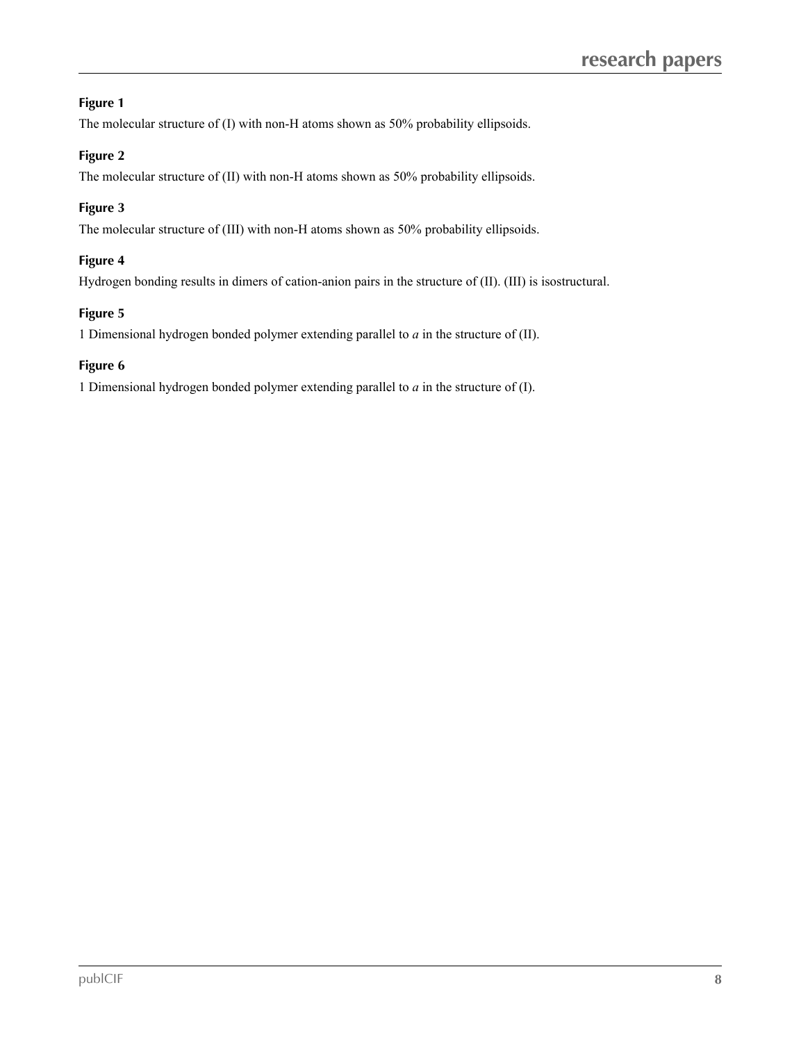**Figure 1**

The molecular structure of (I) with non-H atoms shown as 50% probability ellipsoids.

**Figure 2**

The molecular structure of (II) with non-H atoms shown as 50% probability ellipsoids.

**Figure 3**

The molecular structure of (III) with non-H atoms shown as 50% probability ellipsoids.

**Figure 4**

Hydrogen bonding results in dimers of cation-anion pairs in the structure of (II). (III) is isostructural.

**Figure 5**

1 Dimensional hydrogen bonded polymer extending parallel to *a* in the structure of (II).

**Figure 6**

1 Dimensional hydrogen bonded polymer extending parallel to *a* in the structure of (I).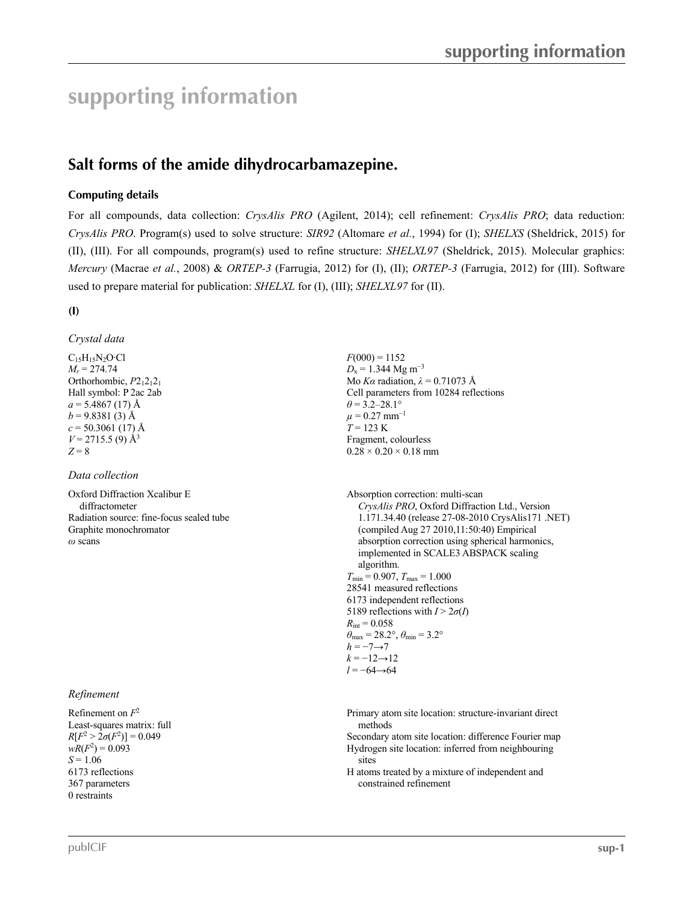# supporting information

## Salt forms of the amide dihydrocarbamazepine.

### Computing details

For all compounds, data collection: *CrysAlis PRO* (Agilent, 2014); cell refinement: *CrysAlis PRO*; data reduction: *CrysAlis PRO*. Program(s) used to solve structure: *SIR92* (Altomare *et al.*, 1994) for (I); *SHELXS* (Sheldrick, 2015) for (II), (III). For all compounds, program(s) used to refine structure: *SHELXL97* (Sheldrick, 2015). Molecular graphics: *Mercury* (Macrae *et al.*, 2008) & *ORTEP-3* (Farrugia, 2012) for (I), (II); *ORTEP-3* (Farrugia, 2012) for (III). Software used to prepare material for publication: *SHELXL* for (I), (III); *SHELXL97* for (II).

**(I)**

*Crystal data*

$C_{15}H_{15}N_2O{\cdot}Cl$
$M_r$ = 274.74
Orthorhombic, $P2_12_12_1$
Hall symbol: P 2ac 2ab
$a$ = 5.4867 (17) Å
$b$ = 9.8381 (3) Å
$c$ = 50.3061 (17) Å
$V$ = 2715.5 (9) Å$^3$
$Z$ = 8
$F(000)$ = 1152
$D_x$ = 1.344 Mg m$^{-3}$
Mo $K\alpha$ radiation, $\lambda$ = 0.71073 Å
Cell parameters from 10284 reflections
$\theta$ = 3.2–28.1°
$\mu$ = 0.27 mm$^{-1}$
$T$ = 123 K
Fragment, colourless
0.28 × 0.20 × 0.18 mm

*Data collection*

Oxford Diffraction Xcalibur E diffractometer
Radiation source: fine-focus sealed tube
Graphite monochromator
$\omega$ scans
Absorption correction: multi-scan *CrysAlis PRO*, Oxford Diffraction Ltd., Version 1.171.34.40 (release 27-08-2010 CrysAlis171 .NET) (compiled Aug 27 2010,11:50:40) Empirical absorption correction using spherical harmonics, implemented in SCALE3 ABSPACK scaling algorithm.
$T_{min}$ = 0.907, $T_{max}$ = 1.000
28541 measured reflections
6173 independent reflections
5189 reflections with $I > 2\sigma(I)$
$R_{int}$ = 0.058
$\theta_{max}$ = 28.2°, $\theta_{min}$ = 3.2°
$h$ = −7→7
$k$ = −12→12
$l$ = −64→64

*Refinement*

Refinement on $F^2$
Least-squares matrix: full
$R[F^2 > 2\sigma(F^2)]$ = 0.049
$wR(F^2)$ = 0.093
$S$ = 1.06
6173 reflections
367 parameters
0 restraints
Primary atom site location: structure-invariant direct methods
Secondary atom site location: difference Fourier map
Hydrogen site location: inferred from neighbouring sites
H atoms treated by a mixture of independent and constrained refinement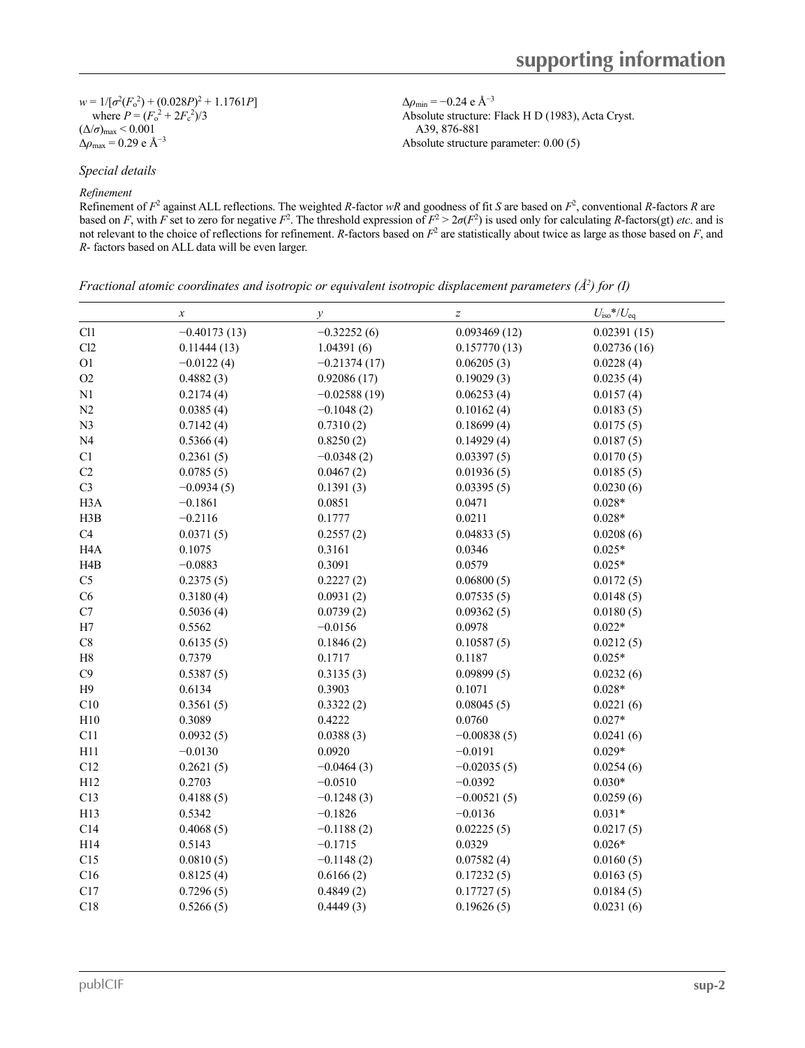$w = 1/[\sigma^2(F_o^2) + (0.028P)^2 + 1.1761P]$
where $P = (F_o^2 + 2F_c^2)/3$
$(\Delta/\sigma)_{max} < 0.001$
$\Delta\rho_{max} = 0.29$ e Å$^{-3}$
$\Delta\rho_{min} = -0.24$ e Å$^{-3}$
Absolute structure: Flack H D (1983), Acta Cryst. A39, 876-881
Absolute structure parameter: 0.00 (5)

*Special details*

*Refinement*

Refinement of $F^2$ against ALL reflections. The weighted $R$-factor $wR$ and goodness of fit $S$ are based on $F^2$, conventional $R$-factors $R$ are based on $F$, with $F$ set to zero for negative $F^2$. The threshold expression of $F^2 > 2\sigma(F^2)$ is used only for calculating $R$-factors(gt) *etc*. and is not relevant to the choice of reflections for refinement. $R$-factors based on $F^2$ are statistically about twice as large as those based on $F$, and $R$- factors based on ALL data will be even larger.

*Fractional atomic coordinates and isotropic or equivalent isotropic displacement parameters (Å$^2$) for (I)*

| | $x$ | $y$ | $z$ | $U_{iso}$*/$U_{eq}$ |
|---|---|---|---|---|
| Cl1 | −0.40173 (13) | −0.32252 (6) | 0.093469 (12) | 0.02391 (15) |
| Cl2 | 0.11444 (13) | 1.04391 (6) | 0.157770 (13) | 0.02736 (16) |
| O1 | −0.0122 (4) | −0.21374 (17) | 0.06205 (3) | 0.0228 (4) |
| O2 | 0.4882 (3) | 0.92086 (17) | 0.19029 (3) | 0.0235 (4) |
| N1 | 0.2174 (4) | −0.02588 (19) | 0.06253 (4) | 0.0157 (4) |
| N2 | 0.0385 (4) | −0.1048 (2) | 0.10162 (4) | 0.0183 (5) |
| N3 | 0.7142 (4) | 0.7310 (2) | 0.18699 (4) | 0.0175 (5) |
| N4 | 0.5366 (4) | 0.8250 (2) | 0.14929 (4) | 0.0187 (5) |
| C1 | 0.2361 (5) | −0.0348 (2) | 0.03397 (5) | 0.0170 (5) |
| C2 | 0.0785 (5) | 0.0467 (2) | 0.01936 (5) | 0.0185 (5) |
| C3 | −0.0934 (5) | 0.1391 (3) | 0.03395 (5) | 0.0230 (6) |
| H3A | −0.1861 | 0.0851 | 0.0471 | 0.028* |
| H3B | −0.2116 | 0.1777 | 0.0211 | 0.028* |
| C4 | 0.0371 (5) | 0.2557 (2) | 0.04833 (5) | 0.0208 (6) |
| H4A | 0.1075 | 0.3161 | 0.0346 | 0.025* |
| H4B | −0.0883 | 0.3091 | 0.0579 | 0.025* |
| C5 | 0.2375 (5) | 0.2227 (2) | 0.06800 (5) | 0.0172 (5) |
| C6 | 0.3180 (4) | 0.0931 (2) | 0.07535 (5) | 0.0148 (5) |
| C7 | 0.5036 (4) | 0.0739 (2) | 0.09362 (5) | 0.0180 (5) |
| H7 | 0.5562 | −0.0156 | 0.0978 | 0.022* |
| C8 | 0.6135 (5) | 0.1846 (2) | 0.10587 (5) | 0.0212 (5) |
| H8 | 0.7379 | 0.1717 | 0.1187 | 0.025* |
| C9 | 0.5387 (5) | 0.3135 (3) | 0.09899 (5) | 0.0232 (6) |
| H9 | 0.6134 | 0.3903 | 0.1071 | 0.028* |
| C10 | 0.3561 (5) | 0.3322 (2) | 0.08045 (5) | 0.0221 (6) |
| H10 | 0.3089 | 0.4222 | 0.0760 | 0.027* |
| C11 | 0.0932 (5) | 0.0388 (3) | −0.00838 (5) | 0.0241 (6) |
| H11 | −0.0130 | 0.0920 | −0.0191 | 0.029* |
| C12 | 0.2621 (5) | −0.0464 (3) | −0.02035 (5) | 0.0254 (6) |
| H12 | 0.2703 | −0.0510 | −0.0392 | 0.030* |
| C13 | 0.4188 (5) | −0.1248 (3) | −0.00521 (5) | 0.0259 (6) |
| H13 | 0.5342 | −0.1826 | −0.0136 | 0.031* |
| C14 | 0.4068 (5) | −0.1188 (2) | 0.02225 (5) | 0.0217 (5) |
| H14 | 0.5143 | −0.1715 | 0.0329 | 0.026* |
| C15 | 0.0810 (5) | −0.1148 (2) | 0.07582 (4) | 0.0160 (5) |
| C16 | 0.8125 (4) | 0.6166 (2) | 0.17232 (5) | 0.0163 (5) |
| C17 | 0.7296 (5) | 0.4849 (2) | 0.17727 (5) | 0.0184 (5) |
| C18 | 0.5266 (5) | 0.4449 (3) | 0.19626 (5) | 0.0231 (6) |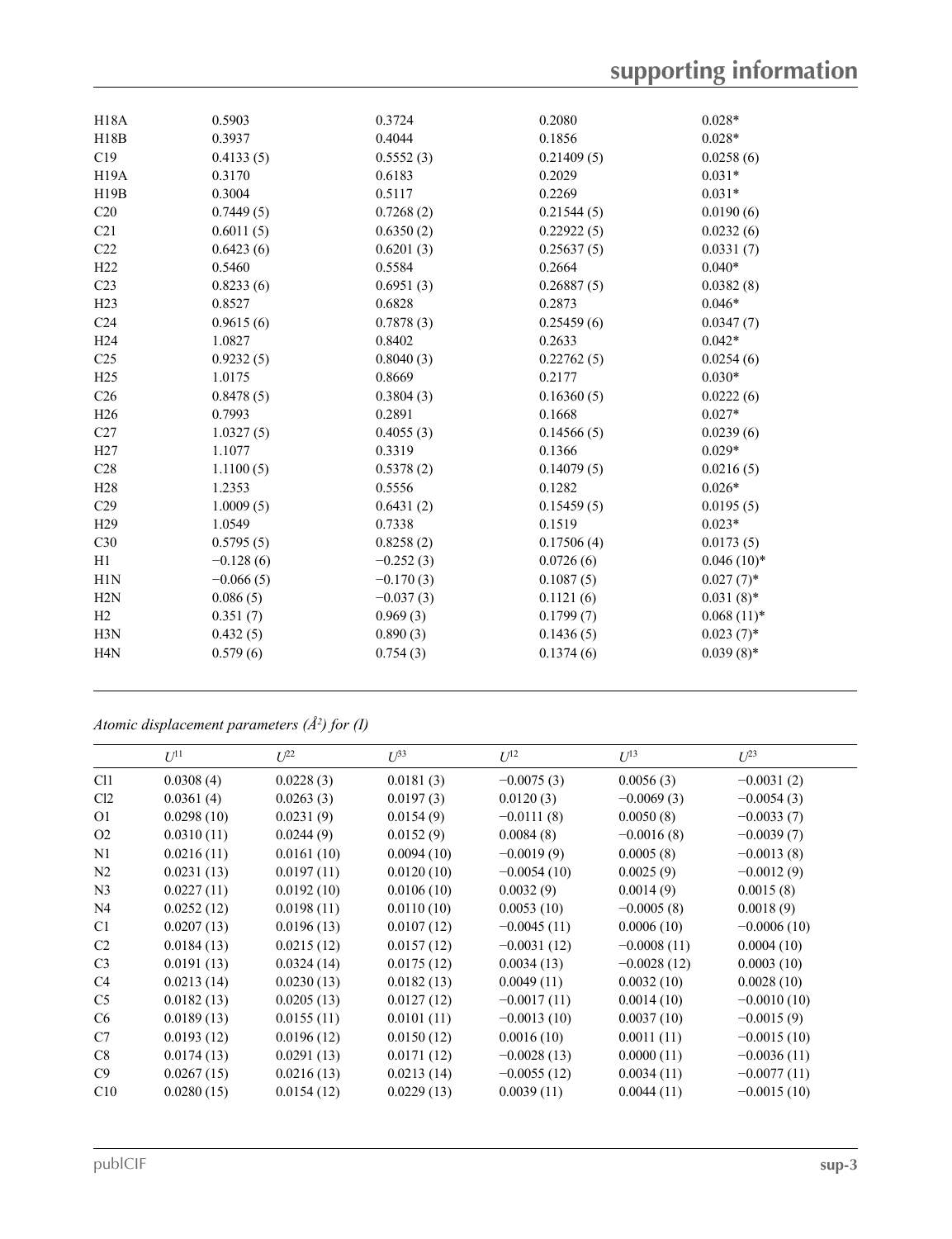| | | | | |
|---|---|---|---|---|
| H18A | 0.5903 | 0.3724 | 0.2080 | 0.028* |
| H18B | 0.3937 | 0.4044 | 0.1856 | 0.028* |
| C19 | 0.4133 (5) | 0.5552 (3) | 0.21409 (5) | 0.0258 (6) |
| H19A | 0.3170 | 0.6183 | 0.2029 | 0.031* |
| H19B | 0.3004 | 0.5117 | 0.2269 | 0.031* |
| C20 | 0.7449 (5) | 0.7268 (2) | 0.21544 (5) | 0.0190 (6) |
| C21 | 0.6011 (5) | 0.6350 (2) | 0.22922 (5) | 0.0232 (6) |
| C22 | 0.6423 (6) | 0.6201 (3) | 0.25637 (5) | 0.0331 (7) |
| H22 | 0.5460 | 0.5584 | 0.2664 | 0.040* |
| C23 | 0.8233 (6) | 0.6951 (3) | 0.26887 (5) | 0.0382 (8) |
| H23 | 0.8527 | 0.6828 | 0.2873 | 0.046* |
| C24 | 0.9615 (6) | 0.7878 (3) | 0.25459 (6) | 0.0347 (7) |
| H24 | 1.0827 | 0.8402 | 0.2633 | 0.042* |
| C25 | 0.9232 (5) | 0.8040 (3) | 0.22762 (5) | 0.0254 (6) |
| H25 | 1.0175 | 0.8669 | 0.2177 | 0.030* |
| C26 | 0.8478 (5) | 0.3804 (3) | 0.16360 (5) | 0.0222 (6) |
| H26 | 0.7993 | 0.2891 | 0.1668 | 0.027* |
| C27 | 1.0327 (5) | 0.4055 (3) | 0.14566 (5) | 0.0239 (6) |
| H27 | 1.1077 | 0.3319 | 0.1366 | 0.029* |
| C28 | 1.1100 (5) | 0.5378 (2) | 0.14079 (5) | 0.0216 (5) |
| H28 | 1.2353 | 0.5556 | 0.1282 | 0.026* |
| C29 | 1.0009 (5) | 0.6431 (2) | 0.15459 (5) | 0.0195 (5) |
| H29 | 1.0549 | 0.7338 | 0.1519 | 0.023* |
| C30 | 0.5795 (5) | 0.8258 (2) | 0.17506 (4) | 0.0173 (5) |
| H1 | −0.128 (6) | −0.252 (3) | 0.0726 (6) | 0.046 (10)* |
| H1N | −0.066 (5) | −0.170 (3) | 0.1087 (5) | 0.027 (7)* |
| H2N | 0.086 (5) | −0.037 (3) | 0.1121 (6) | 0.031 (8)* |
| H2 | 0.351 (7) | 0.969 (3) | 0.1799 (7) | 0.068 (11)* |
| H3N | 0.432 (5) | 0.890 (3) | 0.1436 (5) | 0.023 (7)* |
| H4N | 0.579 (6) | 0.754 (3) | 0.1374 (6) | 0.039 (8)* |

*Atomic displacement parameters (Å$^2$) for (I)*

| | $U^{11}$ | $U^{22}$ | $U^{33}$ | $U^{12}$ | $U^{13}$ | $U^{23}$ |
|---|---|---|---|---|---|---|
| Cl1 | 0.0308 (4) | 0.0228 (3) | 0.0181 (3) | −0.0075 (3) | 0.0056 (3) | −0.0031 (2) |
| Cl2 | 0.0361 (4) | 0.0263 (3) | 0.0197 (3) | 0.0120 (3) | −0.0069 (3) | −0.0054 (3) |
| O1 | 0.0298 (10) | 0.0231 (9) | 0.0154 (9) | −0.0111 (8) | 0.0050 (8) | −0.0033 (7) |
| O2 | 0.0310 (11) | 0.0244 (9) | 0.0152 (9) | 0.0084 (8) | −0.0016 (8) | −0.0039 (7) |
| N1 | 0.0216 (11) | 0.0161 (10) | 0.0094 (10) | −0.0019 (9) | 0.0005 (8) | −0.0013 (8) |
| N2 | 0.0231 (13) | 0.0197 (11) | 0.0120 (10) | −0.0054 (10) | 0.0025 (9) | −0.0012 (9) |
| N3 | 0.0227 (11) | 0.0192 (10) | 0.0106 (10) | 0.0032 (9) | 0.0014 (9) | 0.0015 (8) |
| N4 | 0.0252 (12) | 0.0198 (11) | 0.0110 (10) | 0.0053 (10) | −0.0005 (8) | 0.0018 (9) |
| C1 | 0.0207 (13) | 0.0196 (13) | 0.0107 (12) | −0.0045 (11) | 0.0006 (10) | −0.0006 (10) |
| C2 | 0.0184 (13) | 0.0215 (12) | 0.0157 (12) | −0.0031 (12) | −0.0008 (11) | 0.0004 (10) |
| C3 | 0.0191 (13) | 0.0324 (14) | 0.0175 (12) | 0.0034 (13) | −0.0028 (12) | 0.0003 (10) |
| C4 | 0.0213 (14) | 0.0230 (13) | 0.0182 (13) | 0.0049 (11) | 0.0032 (10) | 0.0028 (10) |
| C5 | 0.0182 (13) | 0.0205 (13) | 0.0127 (12) | −0.0017 (11) | 0.0014 (10) | −0.0010 (10) |
| C6 | 0.0189 (13) | 0.0155 (11) | 0.0101 (11) | −0.0013 (10) | 0.0037 (10) | −0.0015 (9) |
| C7 | 0.0193 (12) | 0.0196 (12) | 0.0150 (12) | 0.0016 (10) | 0.0011 (11) | −0.0015 (10) |
| C8 | 0.0174 (13) | 0.0291 (13) | 0.0171 (12) | −0.0028 (13) | 0.0000 (11) | −0.0036 (11) |
| C9 | 0.0267 (15) | 0.0216 (13) | 0.0213 (14) | −0.0055 (12) | 0.0034 (11) | −0.0077 (11) |
| C10 | 0.0280 (15) | 0.0154 (12) | 0.0229 (13) | 0.0039 (11) | 0.0044 (11) | −0.0015 (10) |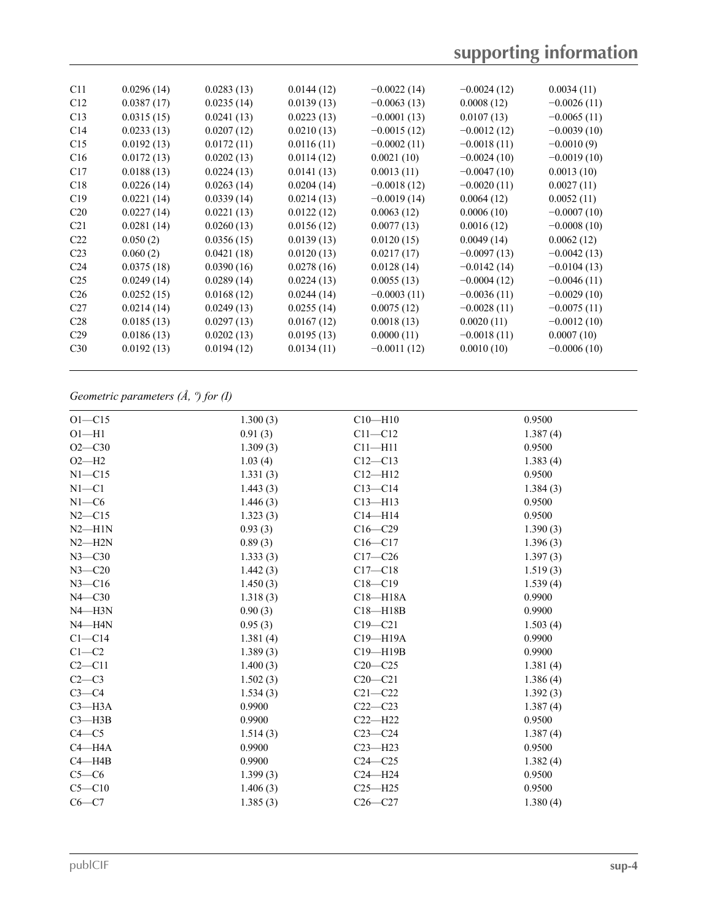| C11 | 0.0296 (14) | 0.0283 (13) | 0.0144 (12) | −0.0022 (14) | −0.0024 (12) | 0.0034 (11) |
|---|---|---|---|---|---|---|
| C12 | 0.0387 (17) | 0.0235 (14) | 0.0139 (13) | −0.0063 (13) | 0.0008 (12) | −0.0026 (11) |
| C13 | 0.0315 (15) | 0.0241 (13) | 0.0223 (13) | −0.0001 (13) | 0.0107 (13) | −0.0065 (11) |
| C14 | 0.0233 (13) | 0.0207 (12) | 0.0210 (13) | −0.0015 (12) | −0.0012 (12) | −0.0039 (10) |
| C15 | 0.0192 (13) | 0.0172 (11) | 0.0116 (11) | −0.0002 (11) | −0.0018 (11) | −0.0010 (9) |
| C16 | 0.0172 (13) | 0.0202 (13) | 0.0114 (12) | 0.0021 (10) | −0.0024 (10) | −0.0019 (10) |
| C17 | 0.0188 (13) | 0.0224 (13) | 0.0141 (13) | 0.0013 (11) | −0.0047 (10) | 0.0013 (10) |
| C18 | 0.0226 (14) | 0.0263 (14) | 0.0204 (14) | −0.0018 (12) | −0.0020 (11) | 0.0027 (11) |
| C19 | 0.0221 (14) | 0.0339 (14) | 0.0214 (13) | −0.0019 (14) | 0.0064 (12) | 0.0052 (11) |
| C20 | 0.0227 (14) | 0.0221 (13) | 0.0122 (12) | 0.0063 (12) | 0.0006 (10) | −0.0007 (10) |
| C21 | 0.0281 (14) | 0.0260 (13) | 0.0156 (12) | 0.0077 (13) | 0.0016 (12) | −0.0008 (10) |
| C22 | 0.050 (2) | 0.0356 (15) | 0.0139 (13) | 0.0120 (15) | 0.0049 (14) | 0.0062 (12) |
| C23 | 0.060 (2) | 0.0421 (18) | 0.0120 (13) | 0.0217 (17) | −0.0097 (13) | −0.0042 (13) |
| C24 | 0.0375 (18) | 0.0390 (16) | 0.0278 (16) | 0.0128 (14) | −0.0142 (14) | −0.0104 (13) |
| C25 | 0.0249 (14) | 0.0289 (14) | 0.0224 (13) | 0.0055 (13) | −0.0004 (12) | −0.0046 (11) |
| C26 | 0.0252 (15) | 0.0168 (12) | 0.0244 (14) | −0.0003 (11) | −0.0036 (11) | −0.0029 (10) |
| C27 | 0.0214 (14) | 0.0249 (13) | 0.0255 (14) | 0.0075 (12) | −0.0028 (11) | −0.0075 (11) |
| C28 | 0.0185 (13) | 0.0297 (13) | 0.0167 (12) | 0.0018 (13) | 0.0020 (11) | −0.0012 (10) |
| C29 | 0.0186 (13) | 0.0202 (13) | 0.0195 (13) | 0.0000 (11) | −0.0018 (11) | 0.0007 (10) |
| C30 | 0.0192 (13) | 0.0194 (12) | 0.0134 (11) | −0.0011 (12) | 0.0010 (10) | −0.0006 (10) |

*Geometric parameters (Å, º) for (I)*

| | | | |
|---|---|---|---|
| O1—C15 | 1.300 (3) | C10—H10 | 0.9500 |
| O1—H1 | 0.91 (3) | C11—C12 | 1.387 (4) |
| O2—C30 | 1.309 (3) | C11—H11 | 0.9500 |
| O2—H2 | 1.03 (4) | C12—C13 | 1.383 (4) |
| N1—C15 | 1.331 (3) | C12—H12 | 0.9500 |
| N1—C1 | 1.443 (3) | C13—C14 | 1.384 (3) |
| N1—C6 | 1.446 (3) | C13—H13 | 0.9500 |
| N2—C15 | 1.323 (3) | C14—H14 | 0.9500 |
| N2—H1N | 0.93 (3) | C16—C29 | 1.390 (3) |
| N2—H2N | 0.89 (3) | C16—C17 | 1.396 (3) |
| N3—C30 | 1.333 (3) | C17—C26 | 1.397 (3) |
| N3—C20 | 1.442 (3) | C17—C18 | 1.519 (3) |
| N3—C16 | 1.450 (3) | C18—C19 | 1.539 (4) |
| N4—C30 | 1.318 (3) | C18—H18A | 0.9900 |
| N4—H3N | 0.90 (3) | C18—H18B | 0.9900 |
| N4—H4N | 0.95 (3) | C19—C21 | 1.503 (4) |
| C1—C14 | 1.381 (4) | C19—H19A | 0.9900 |
| C1—C2 | 1.389 (3) | C19—H19B | 0.9900 |
| C2—C11 | 1.400 (3) | C20—C25 | 1.381 (4) |
| C2—C3 | 1.502 (3) | C20—C21 | 1.386 (4) |
| C3—C4 | 1.534 (3) | C21—C22 | 1.392 (3) |
| C3—H3A | 0.9900 | C22—C23 | 1.387 (4) |
| C3—H3B | 0.9900 | C22—H22 | 0.9500 |
| C4—C5 | 1.514 (3) | C23—C24 | 1.387 (4) |
| C4—H4A | 0.9900 | C23—H23 | 0.9500 |
| C4—H4B | 0.9900 | C24—C25 | 1.382 (4) |
| C5—C6 | 1.399 (3) | C24—H24 | 0.9500 |
| C5—C10 | 1.406 (3) | C25—H25 | 0.9500 |
| C6—C7 | 1.385 (3) | C26—C27 | 1.380 (4) |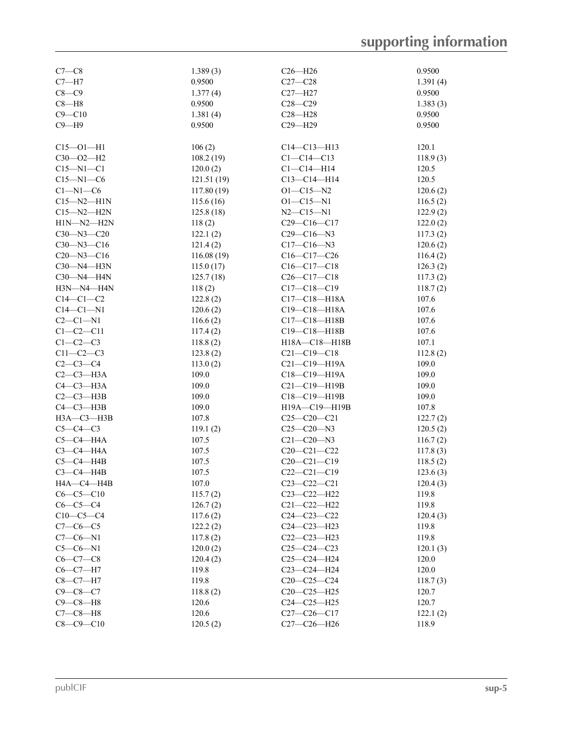| | | | |
|---|---|---|---|
| C7—C8 | 1.389 (3) | C26—H26 | 0.9500 |
| C7—H7 | 0.9500 | C27—C28 | 1.391 (4) |
| C8—C9 | 1.377 (4) | C27—H27 | 0.9500 |
| C8—H8 | 0.9500 | C28—C29 | 1.383 (3) |
| C9—C10 | 1.381 (4) | C28—H28 | 0.9500 |
| C9—H9 | 0.9500 | C29—H29 | 0.9500 |

| | | | |
|---|---|---|---|
| C15—O1—H1 | 106 (2) | C14—C13—H13 | 120.1 |
| C30—O2—H2 | 108.2 (19) | C1—C14—C13 | 118.9 (3) |
| C15—N1—C1 | 120.0 (2) | C1—C14—H14 | 120.5 |
| C15—N1—C6 | 121.51 (19) | C13—C14—H14 | 120.5 |
| C1—N1—C6 | 117.80 (19) | O1—C15—N2 | 120.6 (2) |
| C15—N2—H1N | 115.6 (16) | O1—C15—N1 | 116.5 (2) |
| C15—N2—H2N | 125.8 (18) | N2—C15—N1 | 122.9 (2) |
| H1N—N2—H2N | 118 (2) | C29—C16—C17 | 122.0 (2) |
| C30—N3—C20 | 122.1 (2) | C29—C16—N3 | 117.3 (2) |
| C30—N3—C16 | 121.4 (2) | C17—C16—N3 | 120.6 (2) |
| C20—N3—C16 | 116.08 (19) | C16—C17—C26 | 116.4 (2) |
| C30—N4—H3N | 115.0 (17) | C16—C17—C18 | 126.3 (2) |
| C30—N4—H4N | 125.7 (18) | C26—C17—C18 | 117.3 (2) |
| H3N—N4—H4N | 118 (2) | C17—C18—C19 | 118.7 (2) |
| C14—C1—C2 | 122.8 (2) | C17—C18—H18A | 107.6 |
| C14—C1—N1 | 120.6 (2) | C19—C18—H18A | 107.6 |
| C2—C1—N1 | 116.6 (2) | C17—C18—H18B | 107.6 |
| C1—C2—C11 | 117.4 (2) | C19—C18—H18B | 107.6 |
| C1—C2—C3 | 118.8 (2) | H18A—C18—H18B | 107.1 |
| C11—C2—C3 | 123.8 (2) | C21—C19—C18 | 112.8 (2) |
| C2—C3—C4 | 113.0 (2) | C21—C19—H19A | 109.0 |
| C2—C3—H3A | 109.0 | C18—C19—H19A | 109.0 |
| C4—C3—H3A | 109.0 | C21—C19—H19B | 109.0 |
| C2—C3—H3B | 109.0 | C18—C19—H19B | 109.0 |
| C4—C3—H3B | 109.0 | H19A—C19—H19B | 107.8 |
| H3A—C3—H3B | 107.8 | C25—C20—C21 | 122.7 (2) |
| C5—C4—C3 | 119.1 (2) | C25—C20—N3 | 120.5 (2) |
| C5—C4—H4A | 107.5 | C21—C20—N3 | 116.7 (2) |
| C3—C4—H4A | 107.5 | C20—C21—C22 | 117.8 (3) |
| C5—C4—H4B | 107.5 | C20—C21—C19 | 118.5 (2) |
| C3—C4—H4B | 107.5 | C22—C21—C19 | 123.6 (3) |
| H4A—C4—H4B | 107.0 | C23—C22—C21 | 120.4 (3) |
| C6—C5—C10 | 115.7 (2) | C23—C22—H22 | 119.8 |
| C6—C5—C4 | 126.7 (2) | C21—C22—H22 | 119.8 |
| C10—C5—C4 | 117.6 (2) | C24—C23—C22 | 120.4 (3) |
| C7—C6—C5 | 122.2 (2) | C24—C23—H23 | 119.8 |
| C7—C6—N1 | 117.8 (2) | C22—C23—H23 | 119.8 |
| C5—C6—N1 | 120.0 (2) | C25—C24—C23 | 120.1 (3) |
| C6—C7—C8 | 120.4 (2) | C25—C24—H24 | 120.0 |
| C6—C7—H7 | 119.8 | C23—C24—H24 | 120.0 |
| C8—C7—H7 | 119.8 | C20—C25—C24 | 118.7 (3) |
| C9—C8—C7 | 118.8 (2) | C20—C25—H25 | 120.7 |
| C9—C8—H8 | 120.6 | C24—C25—H25 | 120.7 |
| C7—C8—H8 | 120.6 | C27—C26—C17 | 122.1 (2) |
| C8—C9—C10 | 120.5 (2) | C27—C26—H26 | 118.9 |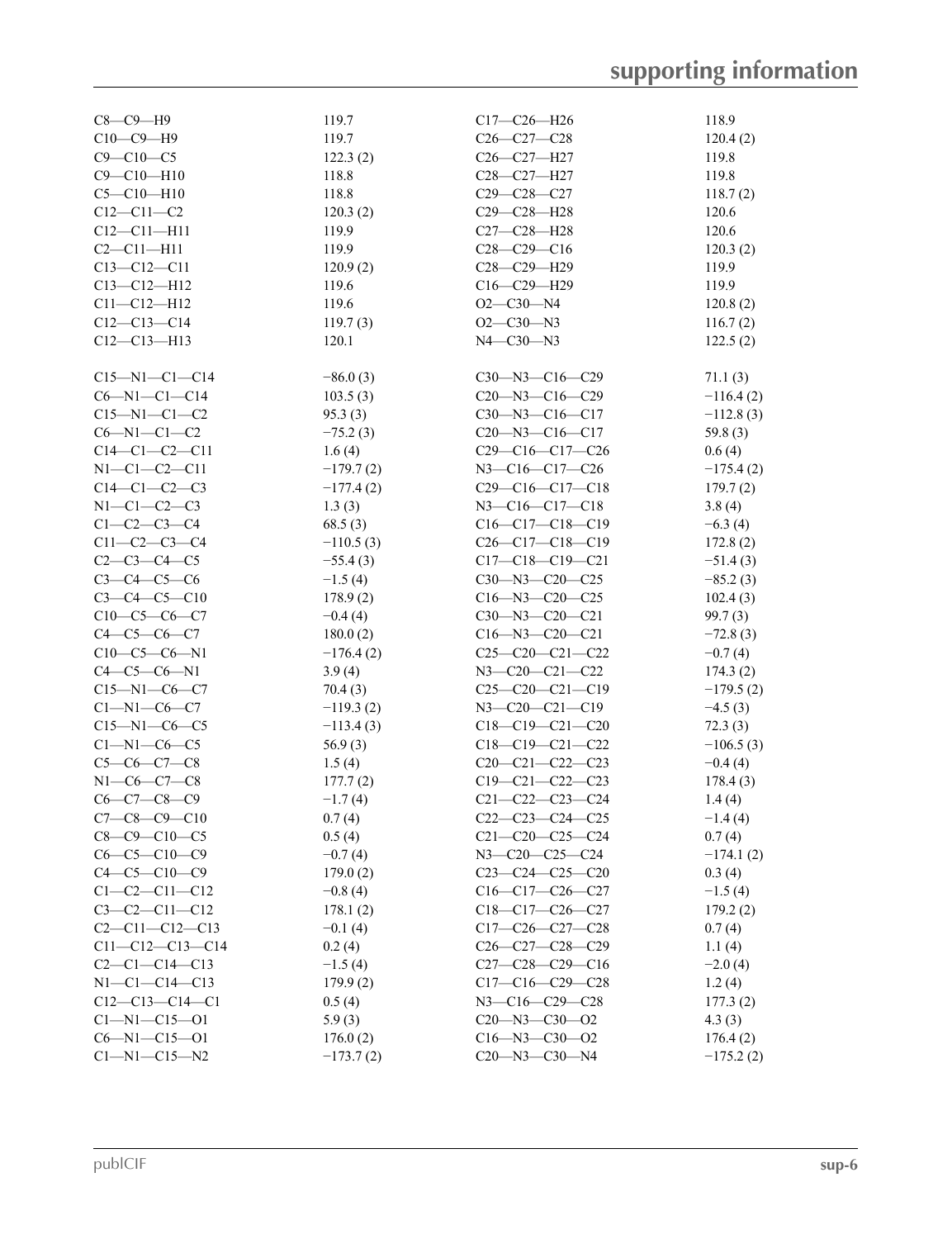| | | | |
|---|---|---|---|
| C8—C9—H9 | 119.7 | C17—C26—H26 | 118.9 |
| C10—C9—H9 | 119.7 | C26—C27—C28 | 120.4 (2) |
| C9—C10—C5 | 122.3 (2) | C26—C27—H27 | 119.8 |
| C9—C10—H10 | 118.8 | C28—C27—H27 | 119.8 |
| C5—C10—H10 | 118.8 | C29—C28—C27 | 118.7 (2) |
| C12—C11—C2 | 120.3 (2) | C29—C28—H28 | 120.6 |
| C12—C11—H11 | 119.9 | C27—C28—H28 | 120.6 |
| C2—C11—H11 | 119.9 | C28—C29—C16 | 120.3 (2) |
| C13—C12—C11 | 120.9 (2) | C28—C29—H29 | 119.9 |
| C13—C12—H12 | 119.6 | C16—C29—H29 | 119.9 |
| C11—C12—H12 | 119.6 | O2—C30—N4 | 120.8 (2) |
| C12—C13—C14 | 119.7 (3) | O2—C30—N3 | 116.7 (2) |
| C12—C13—H13 | 120.1 | N4—C30—N3 | 122.5 (2) |

| | | | |
|---|---|---|---|
| C15—N1—C1—C14 | −86.0 (3) | C30—N3—C16—C29 | 71.1 (3) |
| C6—N1—C1—C14 | 103.5 (3) | C20—N3—C16—C29 | −116.4 (2) |
| C15—N1—C1—C2 | 95.3 (3) | C30—N3—C16—C17 | −112.8 (3) |
| C6—N1—C1—C2 | −75.2 (3) | C20—N3—C16—C17 | 59.8 (3) |
| C14—C1—C2—C11 | 1.6 (4) | C29—C16—C17—C26 | 0.6 (4) |
| N1—C1—C2—C11 | −179.7 (2) | N3—C16—C17—C26 | −175.4 (2) |
| C14—C1—C2—C3 | −177.4 (2) | C29—C16—C17—C18 | 179.7 (2) |
| N1—C1—C2—C3 | 1.3 (3) | N3—C16—C17—C18 | 3.8 (4) |
| C1—C2—C3—C4 | 68.5 (3) | C16—C17—C18—C19 | −6.3 (4) |
| C11—C2—C3—C4 | −110.5 (3) | C26—C17—C18—C19 | 172.8 (2) |
| C2—C3—C4—C5 | −55.4 (3) | C17—C18—C19—C21 | −51.4 (3) |
| C3—C4—C5—C6 | −1.5 (4) | C30—N3—C20—C25 | −85.2 (3) |
| C3—C4—C5—C10 | 178.9 (2) | C16—N3—C20—C25 | 102.4 (3) |
| C10—C5—C6—C7 | −0.4 (4) | C30—N3—C20—C21 | 99.7 (3) |
| C4—C5—C6—C7 | 180.0 (2) | C16—N3—C20—C21 | −72.8 (3) |
| C10—C5—C6—N1 | −176.4 (2) | C25—C20—C21—C22 | −0.7 (4) |
| C4—C5—C6—N1 | 3.9 (4) | N3—C20—C21—C22 | 174.3 (2) |
| C15—N1—C6—C7 | 70.4 (3) | C25—C20—C21—C19 | −179.5 (2) |
| C1—N1—C6—C7 | −119.3 (2) | N3—C20—C21—C19 | −4.5 (3) |
| C15—N1—C6—C5 | −113.4 (3) | C18—C19—C21—C20 | 72.3 (3) |
| C1—N1—C6—C5 | 56.9 (3) | C18—C19—C21—C22 | −106.5 (3) |
| C5—C6—C7—C8 | 1.5 (4) | C20—C21—C22—C23 | −0.4 (4) |
| N1—C6—C7—C8 | 177.7 (2) | C19—C21—C22—C23 | 178.4 (3) |
| C6—C7—C8—C9 | −1.7 (4) | C21—C22—C23—C24 | 1.4 (4) |
| C7—C8—C9—C10 | 0.7 (4) | C22—C23—C24—C25 | −1.4 (4) |
| C8—C9—C10—C5 | 0.5 (4) | C21—C20—C25—C24 | 0.7 (4) |
| C6—C5—C10—C9 | −0.7 (4) | N3—C20—C25—C24 | −174.1 (2) |
| C4—C5—C10—C9 | 179.0 (2) | C23—C24—C25—C20 | 0.3 (4) |
| C1—C2—C11—C12 | −0.8 (4) | C16—C17—C26—C27 | −1.5 (4) |
| C3—C2—C11—C12 | 178.1 (2) | C18—C17—C26—C27 | 179.2 (2) |
| C2—C11—C12—C13 | −0.1 (4) | C17—C26—C27—C28 | 0.7 (4) |
| C11—C12—C13—C14 | 0.2 (4) | C26—C27—C28—C29 | 1.1 (4) |
| C2—C1—C14—C13 | −1.5 (4) | C27—C28—C29—C16 | −2.0 (4) |
| N1—C1—C14—C13 | 179.9 (2) | C17—C16—C29—C28 | 1.2 (4) |
| C12—C13—C14—C1 | 0.5 (4) | N3—C16—C29—C28 | 177.3 (2) |
| C1—N1—C15—O1 | 5.9 (3) | C20—N3—C30—O2 | 4.3 (3) |
| C6—N1—C15—O1 | 176.0 (2) | C16—N3—C30—O2 | 176.4 (2) |
| C1—N1—C15—N2 | −173.7 (2) | C20—N3—C30—N4 | −175.2 (2) |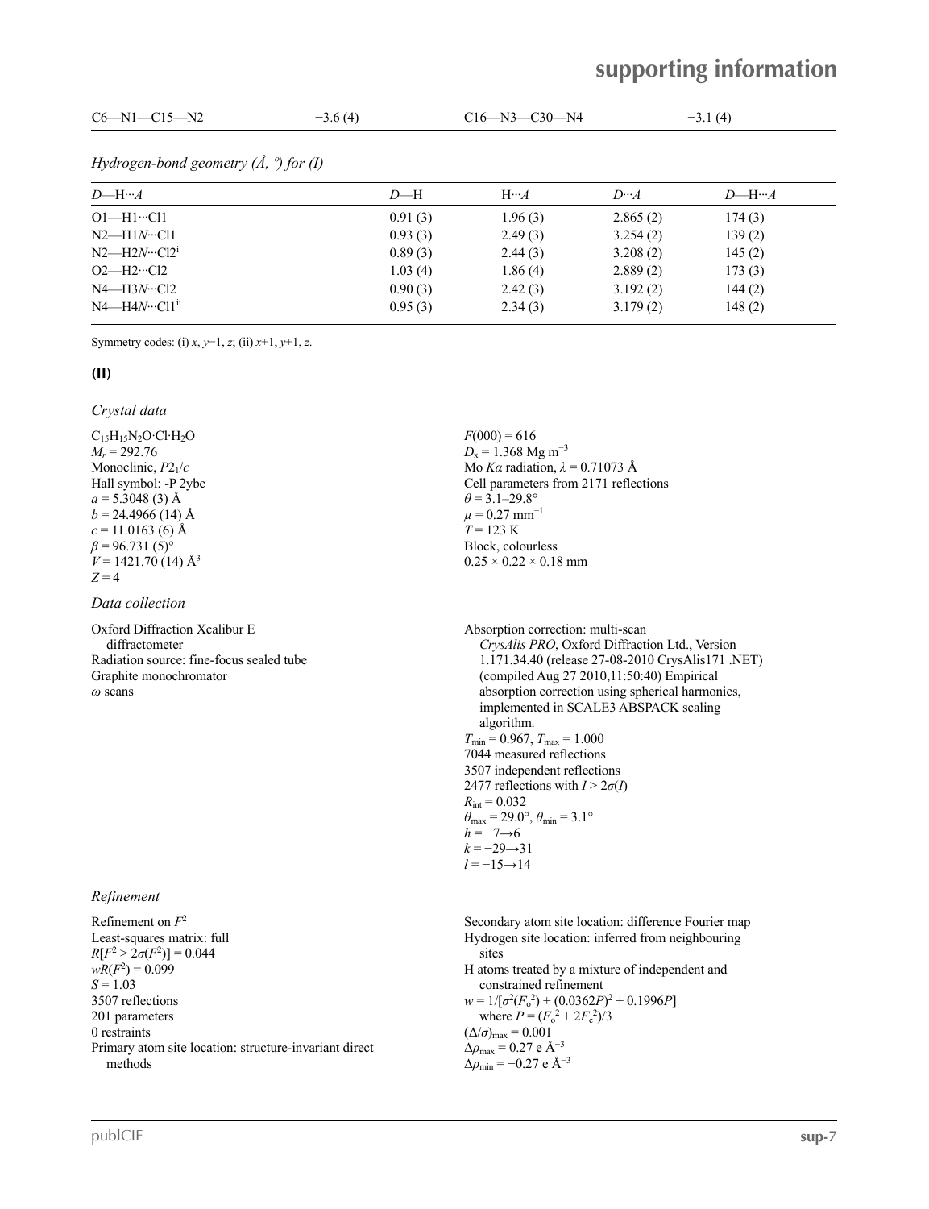| | | | |
|---|---|---|---|
| C6—N1—C15—N2 | −3.6 (4) | C16—N3—C30—N4 | −3.1 (4) |

*Hydrogen-bond geometry (Å, º) for (I)*

| *D*—H···*A* | *D*—H | H···*A* | *D*···*A* | *D*—H···*A* |
|---|---|---|---|---|
| O1—H1···Cl1 | 0.91 (3) | 1.96 (3) | 2.865 (2) | 174 (3) |
| N2—H1*N*···Cl1 | 0.93 (3) | 2.49 (3) | 3.254 (2) | 139 (2) |
| N2—H2*N*···Cl2[i] | 0.89 (3) | 2.44 (3) | 3.208 (2) | 145 (2) |
| O2—H2···Cl2 | 1.03 (4) | 1.86 (4) | 2.889 (2) | 173 (3) |
| N4—H3*N*···Cl2 | 0.90 (3) | 2.42 (3) | 3.192 (2) | 144 (2) |
| N4—H4*N*···Cl1[ii] | 0.95 (3) | 2.34 (3) | 3.179 (2) | 148 (2) |

Symmetry codes: (i) *x*, *y*−1, *z*; (ii) *x*+1, *y*+1, *z*.

**(II)**

*Crystal data*

$C_{15}H_{15}N_2O\cdot Cl\cdot H_2O$
$M_r = 292.76$
Monoclinic, $P2_1/c$
Hall symbol: -P 2ybc
$a = 5.3048$ (3) Å
$b = 24.4966$ (14) Å
$c = 11.0163$ (6) Å
$\beta = 96.731$ (5)°
$V = 1421.70$ (14) Å$^3$
$Z = 4$
$F(000) = 616$
$D_x = 1.368$ Mg m$^{-3}$
Mo $K\alpha$ radiation, $\lambda = 0.71073$ Å
Cell parameters from 2171 reflections
$\theta = 3.1$–29.8°
$\mu = 0.27$ mm$^{-1}$
$T = 123$ K
Block, colourless
0.25 × 0.22 × 0.18 mm

*Data collection*

Oxford Diffraction Xcalibur E diffractometer
Radiation source: fine-focus sealed tube
Graphite monochromator
$\omega$ scans
Absorption correction: multi-scan *CrysAlis PRO*, Oxford Diffraction Ltd., Version 1.171.34.40 (release 27-08-2010 CrysAlis171 .NET) (compiled Aug 27 2010,11:50:40) Empirical absorption correction using spherical harmonics, implemented in SCALE3 ABSPACK scaling algorithm.
$T_{min} = 0.967$, $T_{max} = 1.000$
7044 measured reflections
3507 independent reflections
2477 reflections with $I > 2\sigma(I)$
$R_{int} = 0.032$
$\theta_{max} = 29.0°$, $\theta_{min} = 3.1°$
$h = -7 \rightarrow 6$
$k = -29 \rightarrow 31$
$l = -15 \rightarrow 14$

*Refinement*

Refinement on $F^2$
Least-squares matrix: full
$R[F^2 > 2\sigma(F^2)] = 0.044$
$wR(F^2) = 0.099$
$S = 1.03$
3507 reflections
201 parameters
0 restraints
Primary atom site location: structure-invariant direct methods
Secondary atom site location: difference Fourier map
Hydrogen site location: inferred from neighbouring sites
H atoms treated by a mixture of independent and constrained refinement
$w = 1/[\sigma^2(F_o^2) + (0.0362P)^2 + 0.1996P]$ where $P = (F_o^2 + 2F_c^2)/3$
$(\Delta/\sigma)_{max} = 0.001$
$\Delta\rho_{max} = 0.27$ e Å$^{-3}$
$\Delta\rho_{min} = -0.27$ e Å$^{-3}$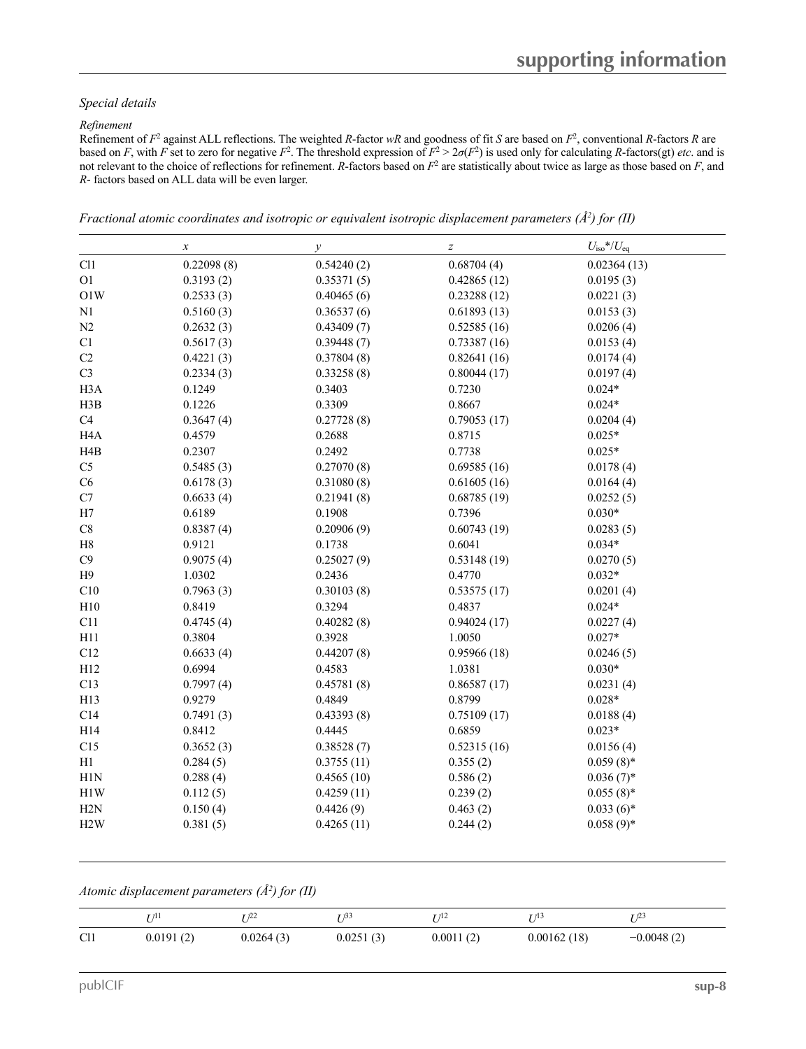## Special details

*Refinement*

Refinement of $F^2$ against ALL reflections. The weighted $R$-factor $wR$ and goodness of fit $S$ are based on $F^2$, conventional $R$-factors $R$ are based on $F$, with $F$ set to zero for negative $F^2$. The threshold expression of $F^2 > 2\sigma(F^2)$ is used only for calculating $R$-factors(gt) *etc*. and is not relevant to the choice of reflections for refinement. $R$-factors based on $F^2$ are statistically about twice as large as those based on $F$, and $R$- factors based on ALL data will be even larger.

*Fractional atomic coordinates and isotropic or equivalent isotropic displacement parameters (Å$^2$) for (II)*

| | $x$ | $y$ | $z$ | $U_{iso}$\*/$U_{eq}$ |
|---|---|---|---|---|
| Cl1 | 0.22098 (8) | 0.54240 (2) | 0.68704 (4) | 0.02364 (13) |
| O1 | 0.3193 (2) | 0.35371 (5) | 0.42865 (12) | 0.0195 (3) |
| O1W | 0.2533 (3) | 0.40465 (6) | 0.23288 (12) | 0.0221 (3) |
| N1 | 0.5160 (3) | 0.36537 (6) | 0.61893 (13) | 0.0153 (3) |
| N2 | 0.2632 (3) | 0.43409 (7) | 0.52585 (16) | 0.0206 (4) |
| C1 | 0.5617 (3) | 0.39448 (7) | 0.73387 (16) | 0.0153 (4) |
| C2 | 0.4221 (3) | 0.37804 (8) | 0.82641 (16) | 0.0174 (4) |
| C3 | 0.2334 (3) | 0.33258 (8) | 0.80044 (17) | 0.0197 (4) |
| H3A | 0.1249 | 0.3403 | 0.7230 | 0.024\* |
| H3B | 0.1226 | 0.3309 | 0.8667 | 0.024\* |
| C4 | 0.3647 (4) | 0.27728 (8) | 0.79053 (17) | 0.0204 (4) |
| H4A | 0.4579 | 0.2688 | 0.8715 | 0.025\* |
| H4B | 0.2307 | 0.2492 | 0.7738 | 0.025\* |
| C5 | 0.5485 (3) | 0.27070 (8) | 0.69585 (16) | 0.0178 (4) |
| C6 | 0.6178 (3) | 0.31080 (8) | 0.61605 (16) | 0.0164 (4) |
| C7 | 0.6633 (4) | 0.21941 (8) | 0.68785 (19) | 0.0252 (5) |
| H7 | 0.6189 | 0.1908 | 0.7396 | 0.030\* |
| C8 | 0.8387 (4) | 0.20906 (9) | 0.60743 (19) | 0.0283 (5) |
| H8 | 0.9121 | 0.1738 | 0.6041 | 0.034\* |
| C9 | 0.9075 (4) | 0.25027 (9) | 0.53148 (19) | 0.0270 (5) |
| H9 | 1.0302 | 0.2436 | 0.4770 | 0.032\* |
| C10 | 0.7963 (3) | 0.30103 (8) | 0.53575 (17) | 0.0201 (4) |
| H10 | 0.8419 | 0.3294 | 0.4837 | 0.024\* |
| C11 | 0.4745 (4) | 0.40282 (8) | 0.94024 (17) | 0.0227 (4) |
| H11 | 0.3804 | 0.3928 | 1.0050 | 0.027\* |
| C12 | 0.6633 (4) | 0.44207 (8) | 0.95966 (18) | 0.0246 (5) |
| H12 | 0.6994 | 0.4583 | 1.0381 | 0.030\* |
| C13 | 0.7997 (4) | 0.45781 (8) | 0.86587 (17) | 0.0231 (4) |
| H13 | 0.9279 | 0.4849 | 0.8799 | 0.028\* |
| C14 | 0.7491 (3) | 0.43393 (8) | 0.75109 (17) | 0.0188 (4) |
| H14 | 0.8412 | 0.4445 | 0.6859 | 0.023\* |
| C15 | 0.3652 (3) | 0.38528 (7) | 0.52315 (16) | 0.0156 (4) |
| H1 | 0.284 (5) | 0.3755 (11) | 0.355 (2) | 0.059 (8)\* |
| H1N | 0.288 (4) | 0.4565 (10) | 0.586 (2) | 0.036 (7)\* |
| H1W | 0.112 (5) | 0.4259 (11) | 0.239 (2) | 0.055 (8)\* |
| H2N | 0.150 (4) | 0.4426 (9) | 0.463 (2) | 0.033 (6)\* |
| H2W | 0.381 (5) | 0.4265 (11) | 0.244 (2) | 0.058 (9)\* |

*Atomic displacement parameters (Å$^2$) for (II)*

| | $U^{11}$ | $U^{22}$ | $U^{33}$ | $U^{12}$ | $U^{13}$ | $U^{23}$ |
|---|---|---|---|---|---|---|
| Cl1 | 0.0191 (2) | 0.0264 (3) | 0.0251 (3) | 0.0011 (2) | 0.00162 (18) | −0.0048 (2) |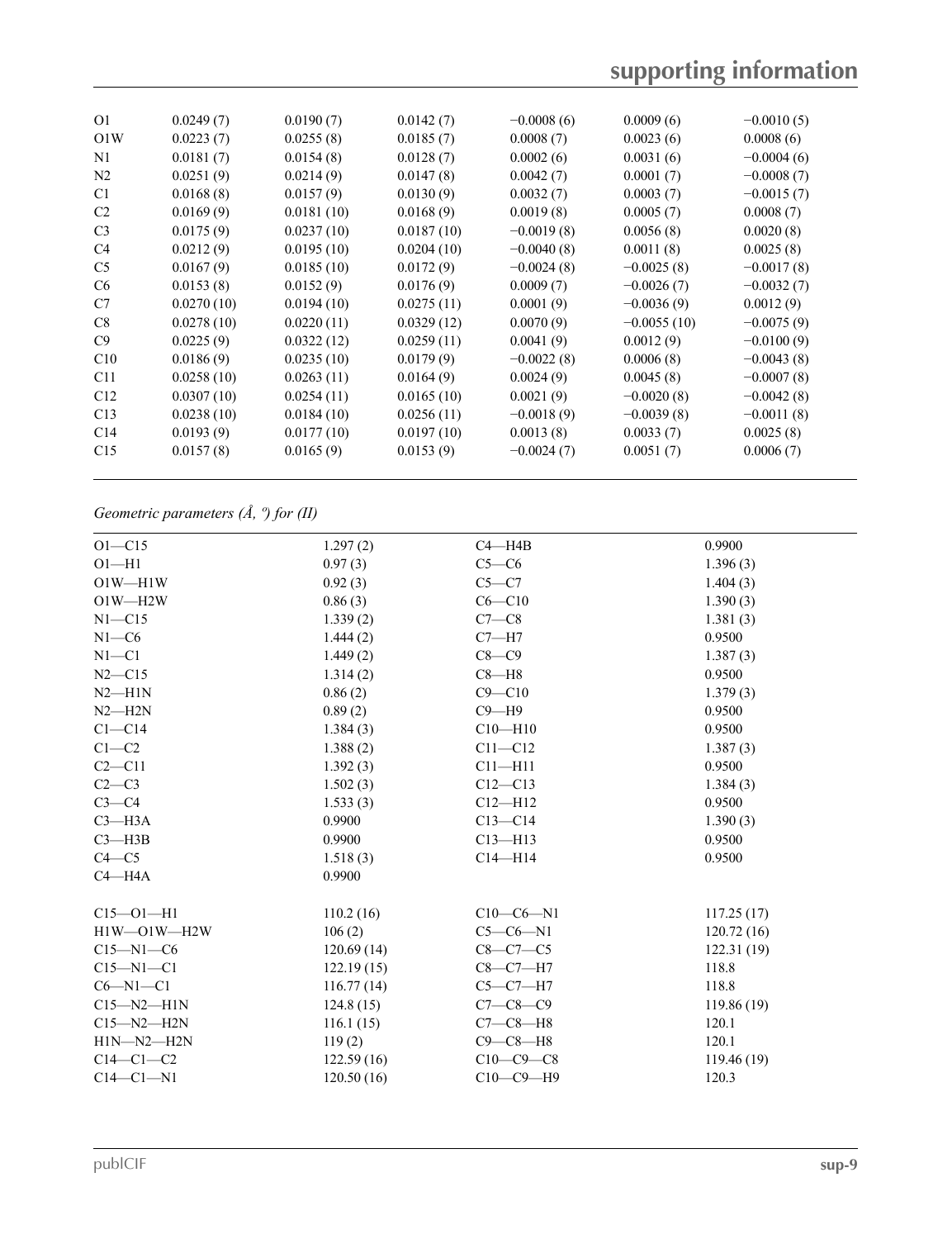| | | | | | | |
|---|---|---|---|---|---|---|
| O1 | 0.0249 (7) | 0.0190 (7) | 0.0142 (7) | −0.0008 (6) | 0.0009 (6) | −0.0010 (5) |
| O1W | 0.0223 (7) | 0.0255 (8) | 0.0185 (7) | 0.0008 (7) | 0.0023 (6) | 0.0008 (6) |
| N1 | 0.0181 (7) | 0.0154 (8) | 0.0128 (7) | 0.0002 (6) | 0.0031 (6) | −0.0004 (6) |
| N2 | 0.0251 (9) | 0.0214 (9) | 0.0147 (8) | 0.0042 (7) | 0.0001 (7) | −0.0008 (7) |
| C1 | 0.0168 (8) | 0.0157 (9) | 0.0130 (9) | 0.0032 (7) | 0.0003 (7) | −0.0015 (7) |
| C2 | 0.0169 (9) | 0.0181 (10) | 0.0168 (9) | 0.0019 (8) | 0.0005 (7) | 0.0008 (7) |
| C3 | 0.0175 (9) | 0.0237 (10) | 0.0187 (10) | −0.0019 (8) | 0.0056 (8) | 0.0020 (8) |
| C4 | 0.0212 (9) | 0.0195 (10) | 0.0204 (10) | −0.0040 (8) | 0.0011 (8) | 0.0025 (8) |
| C5 | 0.0167 (9) | 0.0185 (10) | 0.0172 (9) | −0.0024 (8) | −0.0025 (8) | −0.0017 (8) |
| C6 | 0.0153 (8) | 0.0152 (9) | 0.0176 (9) | 0.0009 (7) | −0.0026 (7) | −0.0032 (7) |
| C7 | 0.0270 (10) | 0.0194 (10) | 0.0275 (11) | 0.0001 (9) | −0.0036 (9) | 0.0012 (9) |
| C8 | 0.0278 (10) | 0.0220 (11) | 0.0329 (12) | 0.0070 (9) | −0.0055 (10) | −0.0075 (9) |
| C9 | 0.0225 (9) | 0.0322 (12) | 0.0259 (11) | 0.0041 (9) | 0.0012 (9) | −0.0100 (9) |
| C10 | 0.0186 (9) | 0.0235 (10) | 0.0179 (9) | −0.0022 (8) | 0.0006 (8) | −0.0043 (8) |
| C11 | 0.0258 (10) | 0.0263 (11) | 0.0164 (9) | 0.0024 (9) | 0.0045 (8) | −0.0007 (8) |
| C12 | 0.0307 (10) | 0.0254 (11) | 0.0165 (10) | 0.0021 (9) | −0.0020 (8) | −0.0042 (8) |
| C13 | 0.0238 (10) | 0.0184 (10) | 0.0256 (11) | −0.0018 (9) | −0.0039 (8) | −0.0011 (8) |
| C14 | 0.0193 (9) | 0.0177 (10) | 0.0197 (10) | 0.0013 (8) | 0.0033 (7) | 0.0025 (8) |
| C15 | 0.0157 (8) | 0.0165 (9) | 0.0153 (9) | −0.0024 (7) | 0.0051 (7) | 0.0006 (7) |

*Geometric parameters (Å, º) for (II)*

| | | | |
|---|---|---|---|
| O1—C15 | 1.297 (2) | C4—H4B | 0.9900 |
| O1—H1 | 0.97 (3) | C5—C6 | 1.396 (3) |
| O1W—H1W | 0.92 (3) | C5—C7 | 1.404 (3) |
| O1W—H2W | 0.86 (3) | C6—C10 | 1.390 (3) |
| N1—C15 | 1.339 (2) | C7—C8 | 1.381 (3) |
| N1—C6 | 1.444 (2) | C7—H7 | 0.9500 |
| N1—C1 | 1.449 (2) | C8—C9 | 1.387 (3) |
| N2—C15 | 1.314 (2) | C8—H8 | 0.9500 |
| N2—H1N | 0.86 (2) | C9—C10 | 1.379 (3) |
| N2—H2N | 0.89 (2) | C9—H9 | 0.9500 |
| C1—C14 | 1.384 (3) | C10—H10 | 0.9500 |
| C1—C2 | 1.388 (2) | C11—C12 | 1.387 (3) |
| C2—C11 | 1.392 (3) | C11—H11 | 0.9500 |
| C2—C3 | 1.502 (3) | C12—C13 | 1.384 (3) |
| C3—C4 | 1.533 (3) | C12—H12 | 0.9500 |
| C3—H3A | 0.9900 | C13—C14 | 1.390 (3) |
| C3—H3B | 0.9900 | C13—H13 | 0.9500 |
| C4—C5 | 1.518 (3) | C14—H14 | 0.9500 |
| C4—H4A | 0.9900 | | |
| | | | |
| C15—O1—H1 | 110.2 (16) | C10—C6—N1 | 117.25 (17) |
| H1W—O1W—H2W | 106 (2) | C5—C6—N1 | 120.72 (16) |
| C15—N1—C6 | 120.69 (14) | C8—C7—C5 | 122.31 (19) |
| C15—N1—C1 | 122.19 (15) | C8—C7—H7 | 118.8 |
| C6—N1—C1 | 116.77 (14) | C5—C7—H7 | 118.8 |
| C15—N2—H1N | 124.8 (15) | C7—C8—C9 | 119.86 (19) |
| C15—N2—H2N | 116.1 (15) | C7—C8—H8 | 120.1 |
| H1N—N2—H2N | 119 (2) | C9—C8—H8 | 120.1 |
| C14—C1—C2 | 122.59 (16) | C10—C9—C8 | 119.46 (19) |
| C14—C1—N1 | 120.50 (16) | C10—C9—H9 | 120.3 |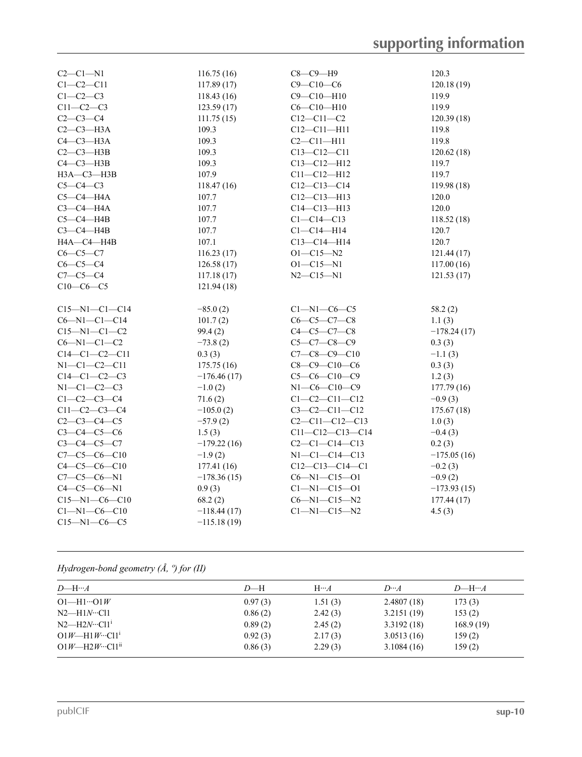| | | | |
|---|---|---|---|
| C2—C1—N1 | 116.75 (16) | C8—C9—H9 | 120.3 |
| C1—C2—C11 | 117.89 (17) | C9—C10—C6 | 120.18 (19) |
| C1—C2—C3 | 118.43 (16) | C9—C10—H10 | 119.9 |
| C11—C2—C3 | 123.59 (17) | C6—C10—H10 | 119.9 |
| C2—C3—C4 | 111.75 (15) | C12—C11—C2 | 120.39 (18) |
| C2—C3—H3A | 109.3 | C12—C11—H11 | 119.8 |
| C4—C3—H3A | 109.3 | C2—C11—H11 | 119.8 |
| C2—C3—H3B | 109.3 | C13—C12—C11 | 120.62 (18) |
| C4—C3—H3B | 109.3 | C13—C12—H12 | 119.7 |
| H3A—C3—H3B | 107.9 | C11—C12—H12 | 119.7 |
| C5—C4—C3 | 118.47 (16) | C12—C13—C14 | 119.98 (18) |
| C5—C4—H4A | 107.7 | C12—C13—H13 | 120.0 |
| C3—C4—H4A | 107.7 | C14—C13—H13 | 120.0 |
| C5—C4—H4B | 107.7 | C1—C14—C13 | 118.52 (18) |
| C3—C4—H4B | 107.7 | C1—C14—H14 | 120.7 |
| H4A—C4—H4B | 107.1 | C13—C14—H14 | 120.7 |
| C6—C5—C7 | 116.23 (17) | O1—C15—N2 | 121.44 (17) |
| C6—C5—C4 | 126.58 (17) | O1—C15—N1 | 117.00 (16) |
| C7—C5—C4 | 117.18 (17) | N2—C15—N1 | 121.53 (17) |
| C10—C6—C5 | 121.94 (18) | | |

| | | | |
|---|---|---|---|
| C15—N1—C1—C14 | −85.0 (2) | C1—N1—C6—C5 | 58.2 (2) |
| C6—N1—C1—C14 | 101.7 (2) | C6—C5—C7—C8 | 1.1 (3) |
| C15—N1—C1—C2 | 99.4 (2) | C4—C5—C7—C8 | −178.24 (17) |
| C6—N1—C1—C2 | −73.8 (2) | C5—C7—C8—C9 | 0.3 (3) |
| C14—C1—C2—C11 | 0.3 (3) | C7—C8—C9—C10 | −1.1 (3) |
| N1—C1—C2—C11 | 175.75 (16) | C8—C9—C10—C6 | 0.3 (3) |
| C14—C1—C2—C3 | −176.46 (17) | C5—C6—C10—C9 | 1.2 (3) |
| N1—C1—C2—C3 | −1.0 (2) | N1—C6—C10—C9 | 177.79 (16) |
| C1—C2—C3—C4 | 71.6 (2) | C1—C2—C11—C12 | −0.9 (3) |
| C11—C2—C3—C4 | −105.0 (2) | C3—C2—C11—C12 | 175.67 (18) |
| C2—C3—C4—C5 | −57.9 (2) | C2—C11—C12—C13 | 1.0 (3) |
| C3—C4—C5—C6 | 1.5 (3) | C11—C12—C13—C14 | −0.4 (3) |
| C3—C4—C5—C7 | −179.22 (16) | C2—C1—C14—C13 | 0.2 (3) |
| C7—C5—C6—C10 | −1.9 (2) | N1—C1—C14—C13 | −175.05 (16) |
| C4—C5—C6—C10 | 177.41 (16) | C12—C13—C14—C1 | −0.2 (3) |
| C7—C5—C6—N1 | −178.36 (15) | C6—N1—C15—O1 | −0.9 (2) |
| C4—C5—C6—N1 | 0.9 (3) | C1—N1—C15—O1 | −173.93 (15) |
| C15—N1—C6—C10 | 68.2 (2) | C6—N1—C15—N2 | 177.44 (17) |
| C1—N1—C6—C10 | −118.44 (17) | C1—N1—C15—N2 | 4.5 (3) |
| C15—N1—C6—C5 | −115.18 (19) | | |

*Hydrogen-bond geometry (Å, º) for (II)*

| *D*—H···*A* | *D*—H | H···*A* | *D*···*A* | *D*—H···*A* |
|---|---|---|---|---|
| O1—H1···O1*W* | 0.97 (3) | 1.51 (3) | 2.4807 (18) | 173 (3) |
| N2—H1*N*···Cl1 | 0.86 (2) | 2.42 (3) | 3.2151 (19) | 153 (2) |
| N2—H2*N*···Cl1[i] | 0.89 (2) | 2.45 (2) | 3.3192 (18) | 168.9 (19) |
| O1*W*—H1*W*···Cl1[i] | 0.92 (3) | 2.17 (3) | 3.0513 (16) | 159 (2) |
| O1*W*—H2*W*···Cl1[ii] | 0.86 (3) | 2.29 (3) | 3.1084 (16) | 159 (2) |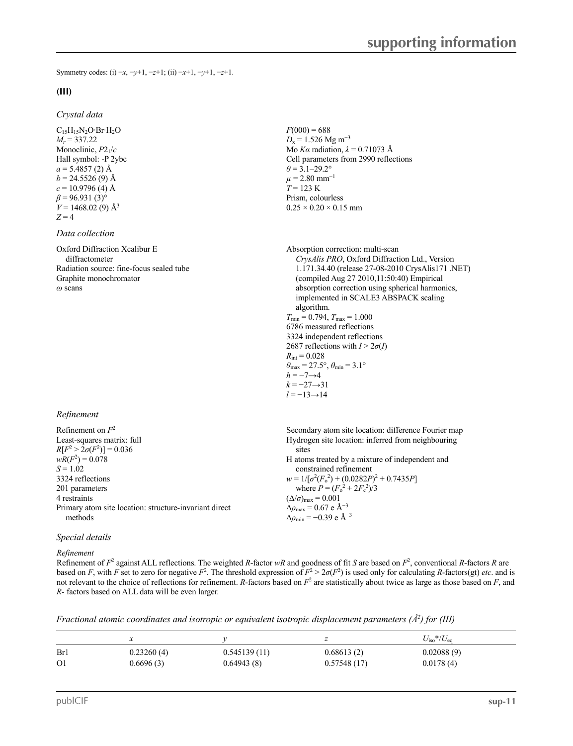Symmetry codes: (i) −*x*, −*y*+1, −*z*+1; (ii) −*x*+1, −*y*+1, −*z*+1.

## (III)

### *Crystal data*

$C_{15}H_{15}N_2O{\cdot}Br{\cdot}H_2O$
$M_r$ = 337.22
Monoclinic, $P2_1/c$
Hall symbol: -P 2ybc
*a* = 5.4857 (2) Å
*b* = 24.5526 (9) Å
*c* = 10.9796 (4) Å
β = 96.931 (3)°
*V* = 1468.02 (9) Å$^3$
*Z* = 4
*F*(000) = 688
$D_x$ = 1.526 Mg m$^{-3}$
Mo *Kα* radiation, λ = 0.71073 Å
Cell parameters from 2990 reflections
θ = 3.1–29.2°
μ = 2.80 mm$^{-1}$
*T* = 123 K
Prism, colourless
0.25 × 0.20 × 0.15 mm

### *Data collection*

Oxford Diffraction Xcalibur E diffractometer
Radiation source: fine-focus sealed tube
Graphite monochromator
ω scans
Absorption correction: multi-scan *CrysAlis PRO*, Oxford Diffraction Ltd., Version 1.171.34.40 (release 27-08-2010 CrysAlis171 .NET) (compiled Aug 27 2010,11:50:40) Empirical absorption correction using spherical harmonics, implemented in SCALE3 ABSPACK scaling algorithm.
$T_{min}$ = 0.794, $T_{max}$ = 1.000
6786 measured reflections
3324 independent reflections
2687 reflections with $I > 2\sigma(I)$
$R_{int}$ = 0.028
$\theta_{max}$ = 27.5°, $\theta_{min}$ = 3.1°
*h* = −7→4
*k* = −27→31
*l* = −13→14

### *Refinement*

Refinement on $F^2$
Least-squares matrix: full
$R[F^2 > 2\sigma(F^2)]$ = 0.036
$wR(F^2)$ = 0.078
*S* = 1.02
3324 reflections
201 parameters
4 restraints
Primary atom site location: structure-invariant direct methods
Secondary atom site location: difference Fourier map
Hydrogen site location: inferred from neighbouring sites
H atoms treated by a mixture of independent and constrained refinement
$w = 1/[\sigma^2(F_o^2) + (0.0282P)^2 + 0.7435P]$ where $P = (F_o^2 + 2F_c^2)/3$
$(\Delta/\sigma)_{max}$ = 0.001
$\Delta\rho_{max}$ = 0.67 e Å$^{-3}$
$\Delta\rho_{min}$ = −0.39 e Å$^{-3}$

### *Special details*

*Refinement*

Refinement of $F^2$ against ALL reflections. The weighted *R*-factor *wR* and goodness of fit *S* are based on $F^2$, conventional *R*-factors *R* are based on *F*, with *F* set to zero for negative $F^2$. The threshold expression of $F^2 > 2\sigma(F^2)$ is used only for calculating *R*-factors(gt) *etc*. and is not relevant to the choice of reflections for refinement. *R*-factors based on $F^2$ are statistically about twice as large as those based on *F*, and *R*- factors based on ALL data will be even larger.

*Fractional atomic coordinates and isotropic or equivalent isotropic displacement parameters (Å$^2$) for (III)*

| | *x* | *y* | *z* | $U_{iso}$*/$U_{eq}$ |
|---|---|---|---|---|
| Br1 | 0.23260 (4) | 0.545139 (11) | 0.68613 (2) | 0.02088 (9) |
| O1 | 0.6696 (3) | 0.64943 (8) | 0.57548 (17) | 0.0178 (4) |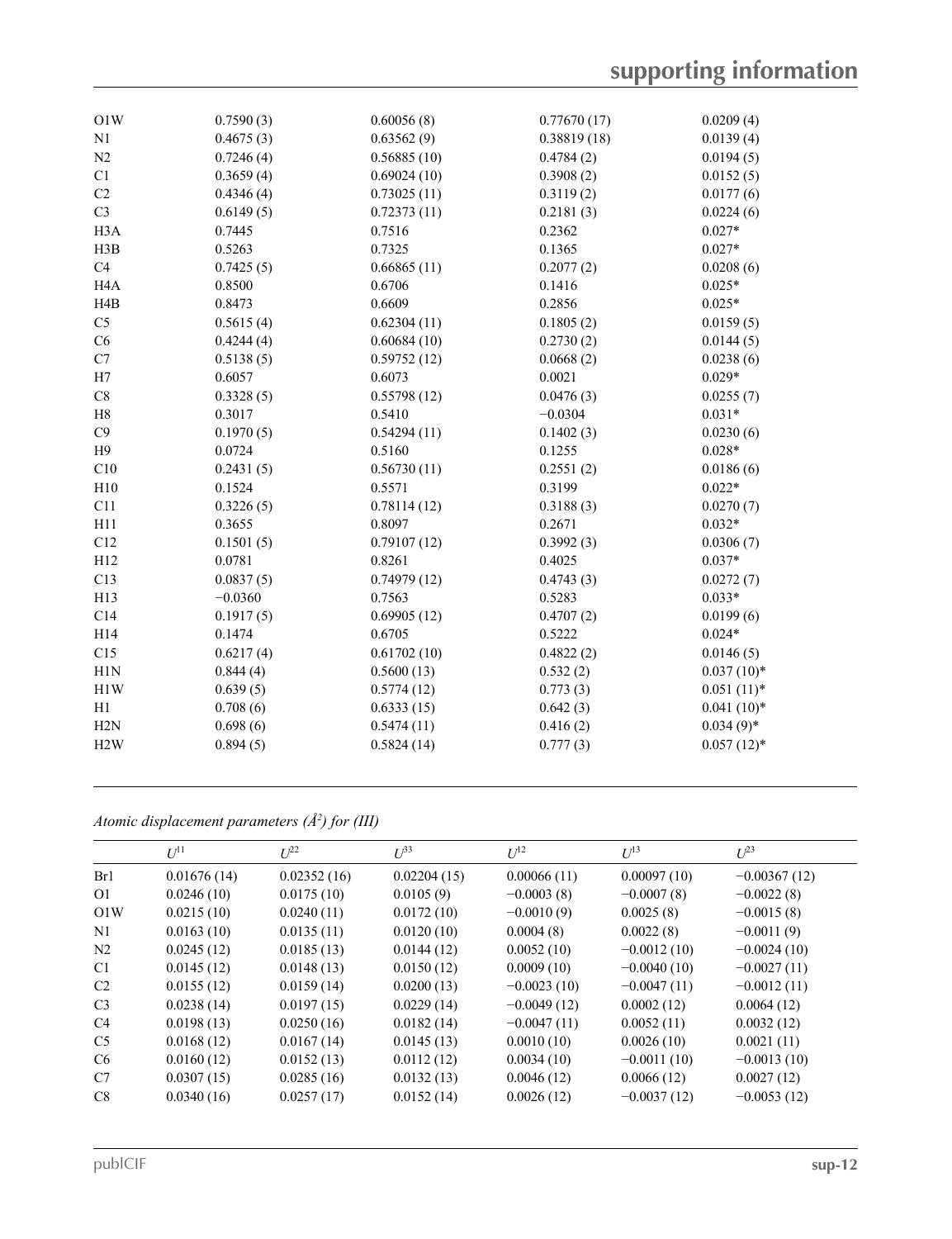| | | | | |
|---|---|---|---|---|
| O1W | 0.7590 (3) | 0.60056 (8) | 0.77670 (17) | 0.0209 (4) |
| N1 | 0.4675 (3) | 0.63562 (9) | 0.38819 (18) | 0.0139 (4) |
| N2 | 0.7246 (4) | 0.56885 (10) | 0.4784 (2) | 0.0194 (5) |
| C1 | 0.3659 (4) | 0.69024 (10) | 0.3908 (2) | 0.0152 (5) |
| C2 | 0.4346 (4) | 0.73025 (11) | 0.3119 (2) | 0.0177 (6) |
| C3 | 0.6149 (5) | 0.72373 (11) | 0.2181 (3) | 0.0224 (6) |
| H3A | 0.7445 | 0.7516 | 0.2362 | 0.027* |
| H3B | 0.5263 | 0.7325 | 0.1365 | 0.027* |
| C4 | 0.7425 (5) | 0.66865 (11) | 0.2077 (2) | 0.0208 (6) |
| H4A | 0.8500 | 0.6706 | 0.1416 | 0.025* |
| H4B | 0.8473 | 0.6609 | 0.2856 | 0.025* |
| C5 | 0.5615 (4) | 0.62304 (11) | 0.1805 (2) | 0.0159 (5) |
| C6 | 0.4244 (4) | 0.60684 (10) | 0.2730 (2) | 0.0144 (5) |
| C7 | 0.5138 (5) | 0.59752 (12) | 0.0668 (2) | 0.0238 (6) |
| H7 | 0.6057 | 0.6073 | 0.0021 | 0.029* |
| C8 | 0.3328 (5) | 0.55798 (12) | 0.0476 (3) | 0.0255 (7) |
| H8 | 0.3017 | 0.5410 | −0.0304 | 0.031* |
| C9 | 0.1970 (5) | 0.54294 (11) | 0.1402 (3) | 0.0230 (6) |
| H9 | 0.0724 | 0.5160 | 0.1255 | 0.028* |
| C10 | 0.2431 (5) | 0.56730 (11) | 0.2551 (2) | 0.0186 (6) |
| H10 | 0.1524 | 0.5571 | 0.3199 | 0.022* |
| C11 | 0.3226 (5) | 0.78114 (12) | 0.3188 (3) | 0.0270 (7) |
| H11 | 0.3655 | 0.8097 | 0.2671 | 0.032* |
| C12 | 0.1501 (5) | 0.79107 (12) | 0.3992 (3) | 0.0306 (7) |
| H12 | 0.0781 | 0.8261 | 0.4025 | 0.037* |
| C13 | 0.0837 (5) | 0.74979 (12) | 0.4743 (3) | 0.0272 (7) |
| H13 | −0.0360 | 0.7563 | 0.5283 | 0.033* |
| C14 | 0.1917 (5) | 0.69905 (12) | 0.4707 (2) | 0.0199 (6) |
| H14 | 0.1474 | 0.6705 | 0.5222 | 0.024* |
| C15 | 0.6217 (4) | 0.61702 (10) | 0.4822 (2) | 0.0146 (5) |
| H1N | 0.844 (4) | 0.5600 (13) | 0.532 (2) | 0.037 (10)* |
| H1W | 0.639 (5) | 0.5774 (12) | 0.773 (3) | 0.051 (11)* |
| H1 | 0.708 (6) | 0.6333 (15) | 0.642 (3) | 0.041 (10)* |
| H2N | 0.698 (6) | 0.5474 (11) | 0.416 (2) | 0.034 (9)* |
| H2W | 0.894 (5) | 0.5824 (14) | 0.777 (3) | 0.057 (12)* |

*Atomic displacement parameters (Å$^2$) for (III)*

| | $U^{11}$ | $U^{22}$ | $U^{33}$ | $U^{12}$ | $U^{13}$ | $U^{23}$ |
|---|---|---|---|---|---|---|
| Br1 | 0.01676 (14) | 0.02352 (16) | 0.02204 (15) | 0.00066 (11) | 0.00097 (10) | −0.00367 (12) |
| O1 | 0.0246 (10) | 0.0175 (10) | 0.0105 (9) | −0.0003 (8) | −0.0007 (8) | −0.0022 (8) |
| O1W | 0.0215 (10) | 0.0240 (11) | 0.0172 (10) | −0.0010 (9) | 0.0025 (8) | −0.0015 (8) |
| N1 | 0.0163 (10) | 0.0135 (11) | 0.0120 (10) | 0.0004 (8) | 0.0022 (8) | −0.0011 (9) |
| N2 | 0.0245 (12) | 0.0185 (13) | 0.0144 (12) | 0.0052 (10) | −0.0012 (10) | −0.0024 (10) |
| C1 | 0.0145 (12) | 0.0148 (13) | 0.0150 (12) | 0.0009 (10) | −0.0040 (10) | −0.0027 (11) |
| C2 | 0.0155 (12) | 0.0159 (14) | 0.0200 (13) | −0.0023 (10) | −0.0047 (11) | −0.0012 (11) |
| C3 | 0.0238 (14) | 0.0197 (15) | 0.0229 (14) | −0.0049 (12) | 0.0002 (12) | 0.0064 (12) |
| C4 | 0.0198 (13) | 0.0250 (16) | 0.0182 (14) | −0.0047 (11) | 0.0052 (11) | 0.0032 (12) |
| C5 | 0.0168 (12) | 0.0167 (14) | 0.0145 (13) | 0.0010 (10) | 0.0026 (10) | 0.0021 (11) |
| C6 | 0.0160 (12) | 0.0152 (13) | 0.0112 (12) | 0.0034 (10) | −0.0011 (10) | −0.0013 (10) |
| C7 | 0.0307 (15) | 0.0285 (16) | 0.0132 (13) | 0.0046 (12) | 0.0066 (12) | 0.0027 (12) |
| C8 | 0.0340 (16) | 0.0257 (17) | 0.0152 (14) | 0.0026 (12) | −0.0037 (12) | −0.0053 (12) |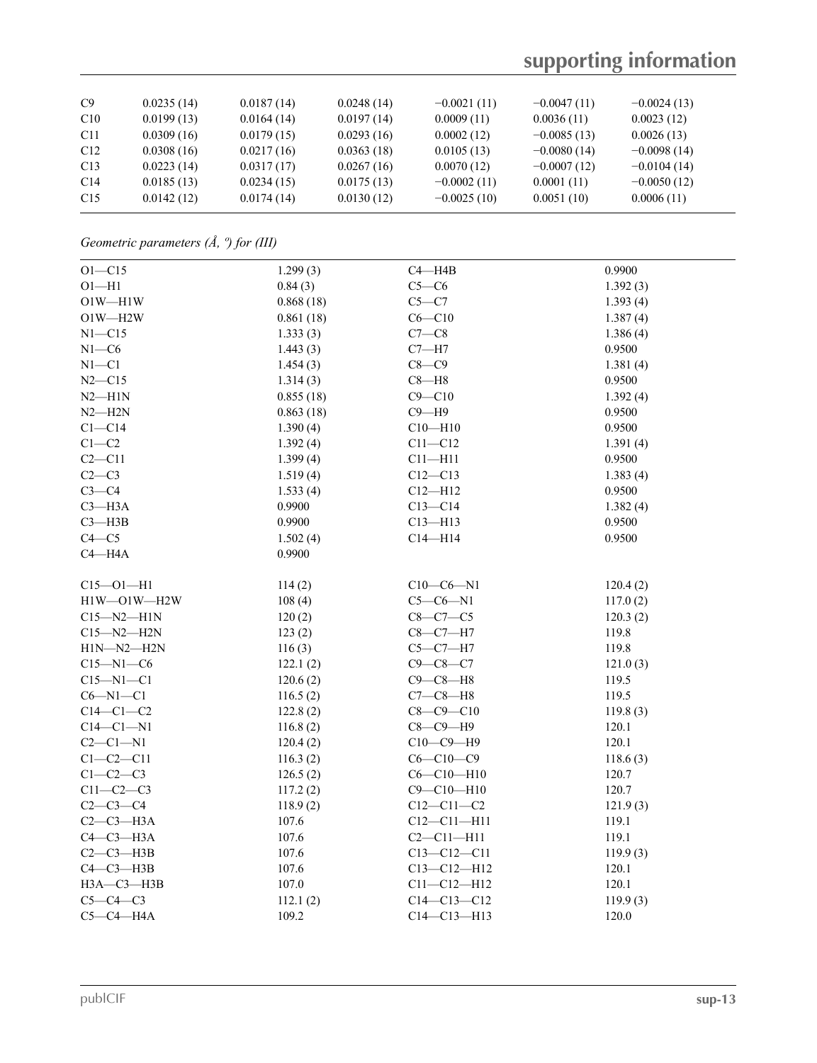| C9 | 0.0235 (14) | 0.0187 (14) | 0.0248 (14) | −0.0021 (11) | −0.0047 (11) | −0.0024 (13) |
|---|---|---|---|---|---|---|
| C10 | 0.0199 (13) | 0.0164 (14) | 0.0197 (14) | 0.0009 (11) | 0.0036 (11) | 0.0023 (12) |
| C11 | 0.0309 (16) | 0.0179 (15) | 0.0293 (16) | 0.0002 (12) | −0.0085 (13) | 0.0026 (13) |
| C12 | 0.0308 (16) | 0.0217 (16) | 0.0363 (18) | 0.0105 (13) | −0.0080 (14) | −0.0098 (14) |
| C13 | 0.0223 (14) | 0.0317 (17) | 0.0267 (16) | 0.0070 (12) | −0.0007 (12) | −0.0104 (14) |
| C14 | 0.0185 (13) | 0.0234 (15) | 0.0175 (13) | −0.0002 (11) | 0.0001 (11) | −0.0050 (12) |
| C15 | 0.0142 (12) | 0.0174 (14) | 0.0130 (12) | −0.0025 (10) | 0.0051 (10) | 0.0006 (11) |

*Geometric parameters (Å, º) for (III)*

| | | | |
|---|---|---|---|
| O1—C15 | 1.299 (3) | C4—H4B | 0.9900 |
| O1—H1 | 0.84 (3) | C5—C6 | 1.392 (3) |
| O1W—H1W | 0.868 (18) | C5—C7 | 1.393 (4) |
| O1W—H2W | 0.861 (18) | C6—C10 | 1.387 (4) |
| N1—C15 | 1.333 (3) | C7—C8 | 1.386 (4) |
| N1—C6 | 1.443 (3) | C7—H7 | 0.9500 |
| N1—C1 | 1.454 (3) | C8—C9 | 1.381 (4) |
| N2—C15 | 1.314 (3) | C8—H8 | 0.9500 |
| N2—H1N | 0.855 (18) | C9—C10 | 1.392 (4) |
| N2—H2N | 0.863 (18) | C9—H9 | 0.9500 |
| C1—C14 | 1.390 (4) | C10—H10 | 0.9500 |
| C1—C2 | 1.392 (4) | C11—C12 | 1.391 (4) |
| C2—C11 | 1.399 (4) | C11—H11 | 0.9500 |
| C2—C3 | 1.519 (4) | C12—C13 | 1.383 (4) |
| C3—C4 | 1.533 (4) | C12—H12 | 0.9500 |
| C3—H3A | 0.9900 | C13—C14 | 1.382 (4) |
| C3—H3B | 0.9900 | C13—H13 | 0.9500 |
| C4—C5 | 1.502 (4) | C14—H14 | 0.9500 |
| C4—H4A | 0.9900 | | |
| | | | |
| C15—O1—H1 | 114 (2) | C10—C6—N1 | 120.4 (2) |
| H1W—O1W—H2W | 108 (4) | C5—C6—N1 | 117.0 (2) |
| C15—N2—H1N | 120 (2) | C8—C7—C5 | 120.3 (2) |
| C15—N2—H2N | 123 (2) | C8—C7—H7 | 119.8 |
| H1N—N2—H2N | 116 (3) | C5—C7—H7 | 119.8 |
| C15—N1—C6 | 122.1 (2) | C9—C8—C7 | 121.0 (3) |
| C15—N1—C1 | 120.6 (2) | C9—C8—H8 | 119.5 |
| C6—N1—C1 | 116.5 (2) | C7—C8—H8 | 119.5 |
| C14—C1—C2 | 122.8 (2) | C8—C9—C10 | 119.8 (3) |
| C14—C1—N1 | 116.8 (2) | C8—C9—H9 | 120.1 |
| C2—C1—N1 | 120.4 (2) | C10—C9—H9 | 120.1 |
| C1—C2—C11 | 116.3 (2) | C6—C10—C9 | 118.6 (3) |
| C1—C2—C3 | 126.5 (2) | C6—C10—H10 | 120.7 |
| C11—C2—C3 | 117.2 (2) | C9—C10—H10 | 120.7 |
| C2—C3—C4 | 118.9 (2) | C12—C11—C2 | 121.9 (3) |
| C2—C3—H3A | 107.6 | C12—C11—H11 | 119.1 |
| C4—C3—H3A | 107.6 | C2—C11—H11 | 119.1 |
| C2—C3—H3B | 107.6 | C13—C12—C11 | 119.9 (3) |
| C4—C3—H3B | 107.6 | C13—C12—H12 | 120.1 |
| H3A—C3—H3B | 107.0 | C11—C12—H12 | 120.1 |
| C5—C4—C3 | 112.1 (2) | C14—C13—C12 | 119.9 (3) |
| C5—C4—H4A | 109.2 | C14—C13—H13 | 120.0 |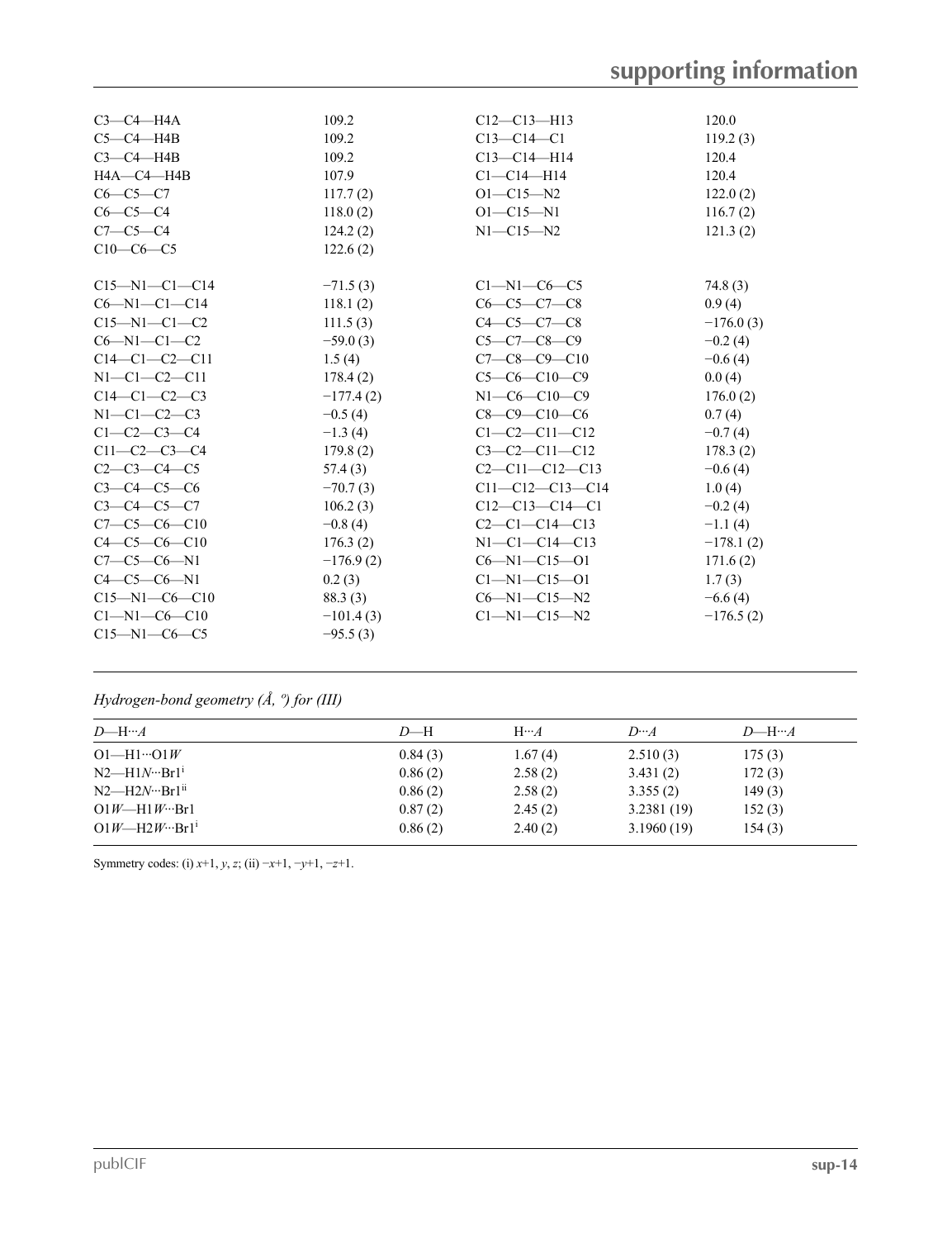| | | | |
|---|---|---|---|
| C3—C4—H4A | 109.2 | C12—C13—H13 | 120.0 |
| C5—C4—H4B | 109.2 | C13—C14—C1 | 119.2 (3) |
| C3—C4—H4B | 109.2 | C13—C14—H14 | 120.4 |
| H4A—C4—H4B | 107.9 | C1—C14—H14 | 120.4 |
| C6—C5—C7 | 117.7 (2) | O1—C15—N2 | 122.0 (2) |
| C6—C5—C4 | 118.0 (2) | O1—C15—N1 | 116.7 (2) |
| C7—C5—C4 | 124.2 (2) | N1—C15—N2 | 121.3 (2) |
| C10—C6—C5 | 122.6 (2) | | |

| | | | |
|---|---|---|---|
| C15—N1—C1—C14 | −71.5 (3) | C1—N1—C6—C5 | 74.8 (3) |
| C6—N1—C1—C14 | 118.1 (2) | C6—C5—C7—C8 | 0.9 (4) |
| C15—N1—C1—C2 | 111.5 (3) | C4—C5—C7—C8 | −176.0 (3) |
| C6—N1—C1—C2 | −59.0 (3) | C5—C7—C8—C9 | −0.2 (4) |
| C14—C1—C2—C11 | 1.5 (4) | C7—C8—C9—C10 | −0.6 (4) |
| N1—C1—C2—C11 | 178.4 (2) | C5—C6—C10—C9 | 0.0 (4) |
| C14—C1—C2—C3 | −177.4 (2) | N1—C6—C10—C9 | 176.0 (2) |
| N1—C1—C2—C3 | −0.5 (4) | C8—C9—C10—C6 | 0.7 (4) |
| C1—C2—C3—C4 | −1.3 (4) | C1—C2—C11—C12 | −0.7 (4) |
| C11—C2—C3—C4 | 179.8 (2) | C3—C2—C11—C12 | 178.3 (2) |
| C2—C3—C4—C5 | 57.4 (3) | C2—C11—C12—C13 | −0.6 (4) |
| C3—C4—C5—C6 | −70.7 (3) | C11—C12—C13—C14 | 1.0 (4) |
| C3—C4—C5—C7 | 106.2 (3) | C12—C13—C14—C1 | −0.2 (4) |
| C7—C5—C6—C10 | −0.8 (4) | C2—C1—C14—C13 | −1.1 (4) |
| C4—C5—C6—C10 | 176.3 (2) | N1—C1—C14—C13 | −178.1 (2) |
| C7—C5—C6—N1 | −176.9 (2) | C6—N1—C15—O1 | 171.6 (2) |
| C4—C5—C6—N1 | 0.2 (3) | C1—N1—C15—O1 | 1.7 (3) |
| C15—N1—C6—C10 | 88.3 (3) | C6—N1—C15—N2 | −6.6 (4) |
| C1—N1—C6—C10 | −101.4 (3) | C1—N1—C15—N2 | −176.5 (2) |
| C15—N1—C6—C5 | −95.5 (3) | | |

*Hydrogen-bond geometry (Å, º) for (III)*

| *D*—H···*A* | *D*—H | H···*A* | *D*···*A* | *D*—H···*A* |
|---|---|---|---|---|
| O1—H1···O1*W* | 0.84 (3) | 1.67 (4) | 2.510 (3) | 175 (3) |
| N2—H1*N*···Br1[i] | 0.86 (2) | 2.58 (2) | 3.431 (2) | 172 (3) |
| N2—H2*N*···Br1[ii] | 0.86 (2) | 2.58 (2) | 3.355 (2) | 149 (3) |
| O1*W*—H1*W*···Br1 | 0.87 (2) | 2.45 (2) | 3.2381 (19) | 152 (3) |
| O1*W*—H2*W*···Br1[i] | 0.86 (2) | 2.40 (2) | 3.1960 (19) | 154 (3) |

Symmetry codes: (i) $x+1, y, z$; (ii) $-x+1, -y+1, -z+1$.